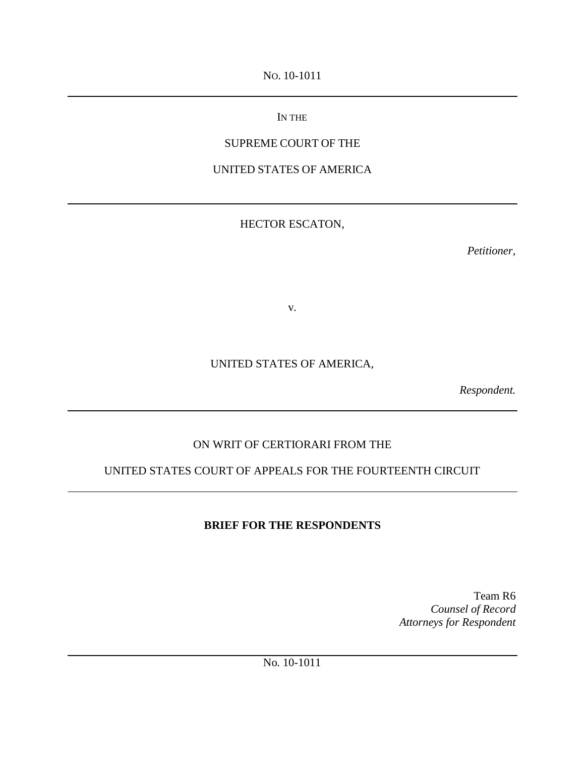No. 10-1011

---

IN THE

SUPREME COURT OF THE

UNITED STATES OF AMERICA

---

HECTOR ESCATON,

*Petitioner,*

v.

UNITED STATES OF AMERICA,

*Respondent.*

---

ON WRIT OF CERTIORARI FROM THE

UNITED STATES COURT OF APPEALS FOR THE FOURTEENTH CIRCUIT

---

**BRIEF FOR THE RESPONDENTS**

Team R6
*Counsel of Record*
*Attorneys for Respondent*

---

No. 10-1011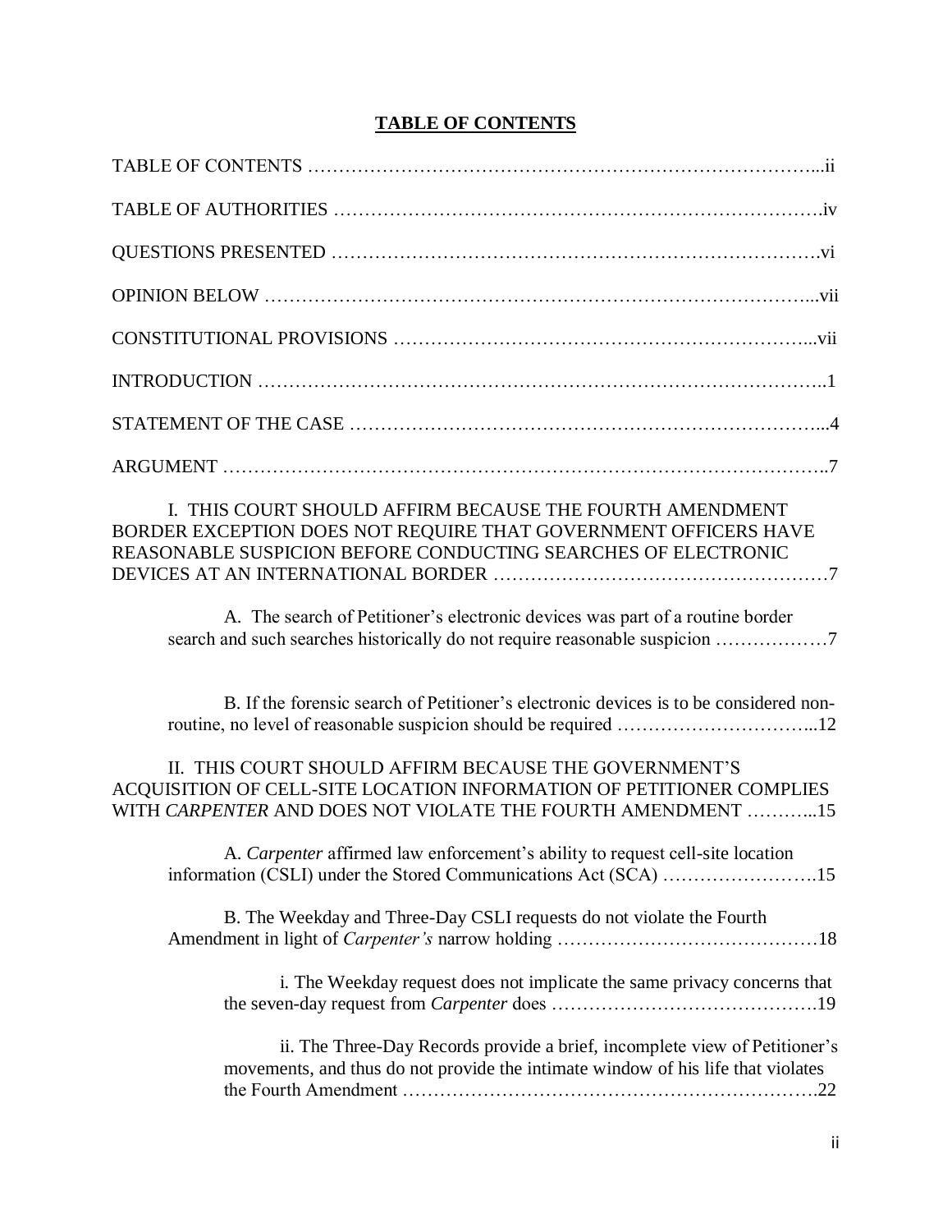## TABLE OF CONTENTS

TABLE OF CONTENTS ………………………………………………………………………...ii

TABLE OF AUTHORITIES ………………………………………………………………….iv

QUESTIONS PRESENTED ………………………………………………………………….vi

OPINION BELOW …………………………………………………………………………...vii

CONSTITUTIONAL PROVISIONS ………………………………………………………...vii

INTRODUCTION ……………………………………………………………………………..1

STATEMENT OF THE CASE ……………………………………………………………….4

ARGUMENT …………………………………………………………………………………..7

I. THIS COURT SHOULD AFFIRM BECAUSE THE FOURTH AMENDMENT BORDER EXCEPTION DOES NOT REQUIRE THAT GOVERNMENT OFFICERS HAVE REASONABLE SUSPICION BEFORE CONDUCTING SEARCHES OF ELECTRONIC DEVICES AT AN INTERNATIONAL BORDER ………………………………………………7

A. The search of Petitioner's electronic devices was part of a routine border search and such searches historically do not require reasonable suspicion ………………7

B. If the forensic search of Petitioner's electronic devices is to be considered non-routine, no level of reasonable suspicion should be required …………………………...12

II. THIS COURT SHOULD AFFIRM BECAUSE THE GOVERNMENT'S ACQUISITION OF CELL-SITE LOCATION INFORMATION OF PETITIONER COMPLIES WITH *CARPENTER* AND DOES NOT VIOLATE THE FOURTH AMENDMENT ………...15

A. *Carpenter* affirmed law enforcement's ability to request cell-site location information (CSLI) under the Stored Communications Act (SCA) …………………….15

B. The Weekday and Three-Day CSLI requests do not violate the Fourth Amendment in light of *Carpenter's* narrow holding ……………………………………18

i. The Weekday request does not implicate the same privacy concerns that the seven-day request from *Carpenter* does …………………………………….19

ii. The Three-Day Records provide a brief, incomplete view of Petitioner's movements, and thus do not provide the intimate window of his life that violates the Fourth Amendment ……………………………………………………….22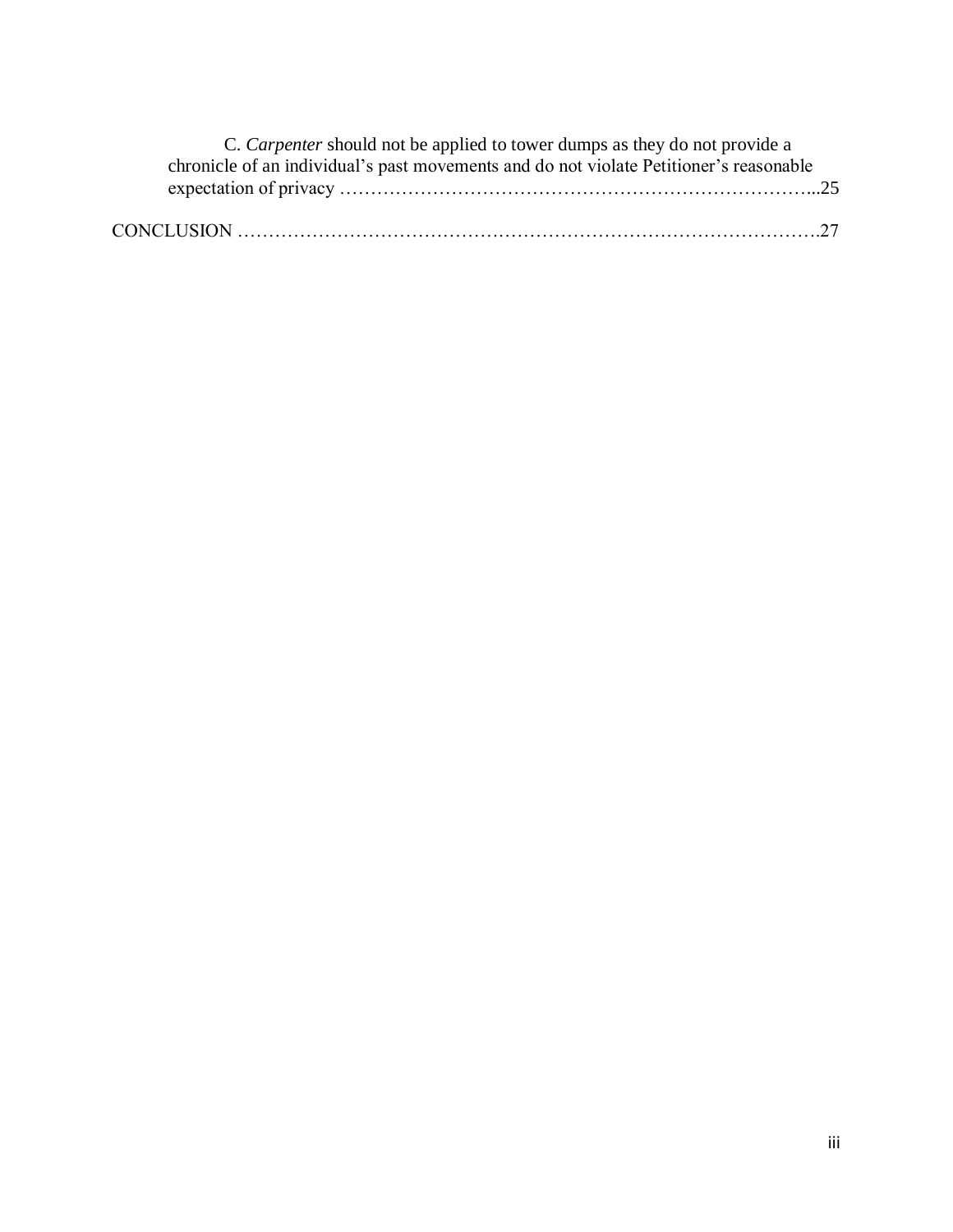C. *Carpenter* should not be applied to tower dumps as they do not provide a chronicle of an individual's past movements and do not violate Petitioner's reasonable expectation of privacy ………………………………………………………………...25

CONCLUSION ……………………………………………………………………………….27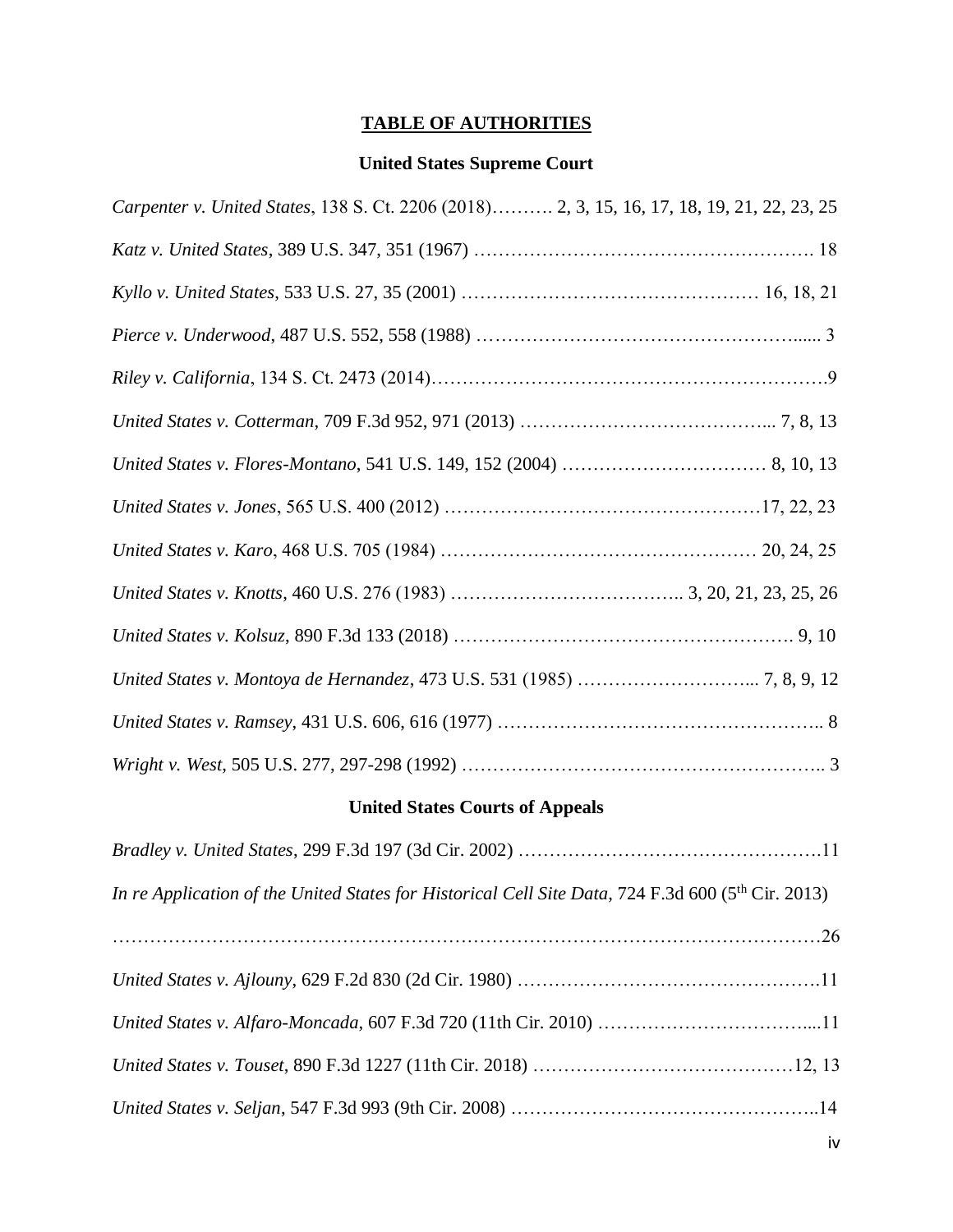# TABLE OF AUTHORITIES

## United States Supreme Court

*Carpenter v. United States*, 138 S. Ct. 2206 (2018)………. 2, 3, 15, 16, 17, 18, 19, 21, 22, 23, 25

*Katz v. United States*, 389 U.S. 347, 351 (1967) ………………………………………………. 18

*Kyllo v. United States*, 533 U.S. 27, 35 (2001) ………………………………………… 16, 18, 21

*Pierce v. Underwood*, 487 U.S. 552, 558 (1988) …………………………………………...... 3

*Riley v. California*, 134 S. Ct. 2473 (2014)……………………………………………………….9

*United States v. Cotterman*, 709 F.3d 952, 971 (2013) …………………………………... 7, 8, 13

*United States v. Flores-Montano*, 541 U.S. 149, 152 (2004) …………………………… 8, 10, 13

*United States v. Jones*, 565 U.S. 400 (2012) ……………………………………………17, 22, 23

*United States v. Karo*, 468 U.S. 705 (1984) …………………………………………… 20, 24, 25

*United States v. Knotts*, 460 U.S. 276 (1983) ……………………………….. 3, 20, 21, 23, 25, 26

*United States v. Kolsuz*, 890 F.3d 133 (2018) ………………………………………………. 9, 10

*United States v. Montoya de Hernandez*, 473 U.S. 531 (1985) ………………………... 7, 8, 9, 12

*United States v. Ramsey*, 431 U.S. 606, 616 (1977) …………………………………………….. 8

*Wright v. West*, 505 U.S. 277, 297-298 (1992) ………………………………………………….. 3

## United States Courts of Appeals

*Bradley v. United States*, 299 F.3d 197 (3d Cir. 2002) ………………………………………….11

*In re Application of the United States for Historical Cell Site Data*, 724 F.3d 600 (5th Cir. 2013) ………………………………………………………………………………………………26

*United States v. Ajlouny*, 629 F.2d 830 (2d Cir. 1980) ………………………………………….11

*United States v. Alfaro-Moncada*, 607 F.3d 720 (11th Cir. 2010) ……………………………....11

*United States v. Touset*, 890 F.3d 1227 (11th Cir. 2018) …………………………………12, 13

*United States v. Seljan*, 547 F.3d 993 (9th Cir. 2008) …………………………………………..14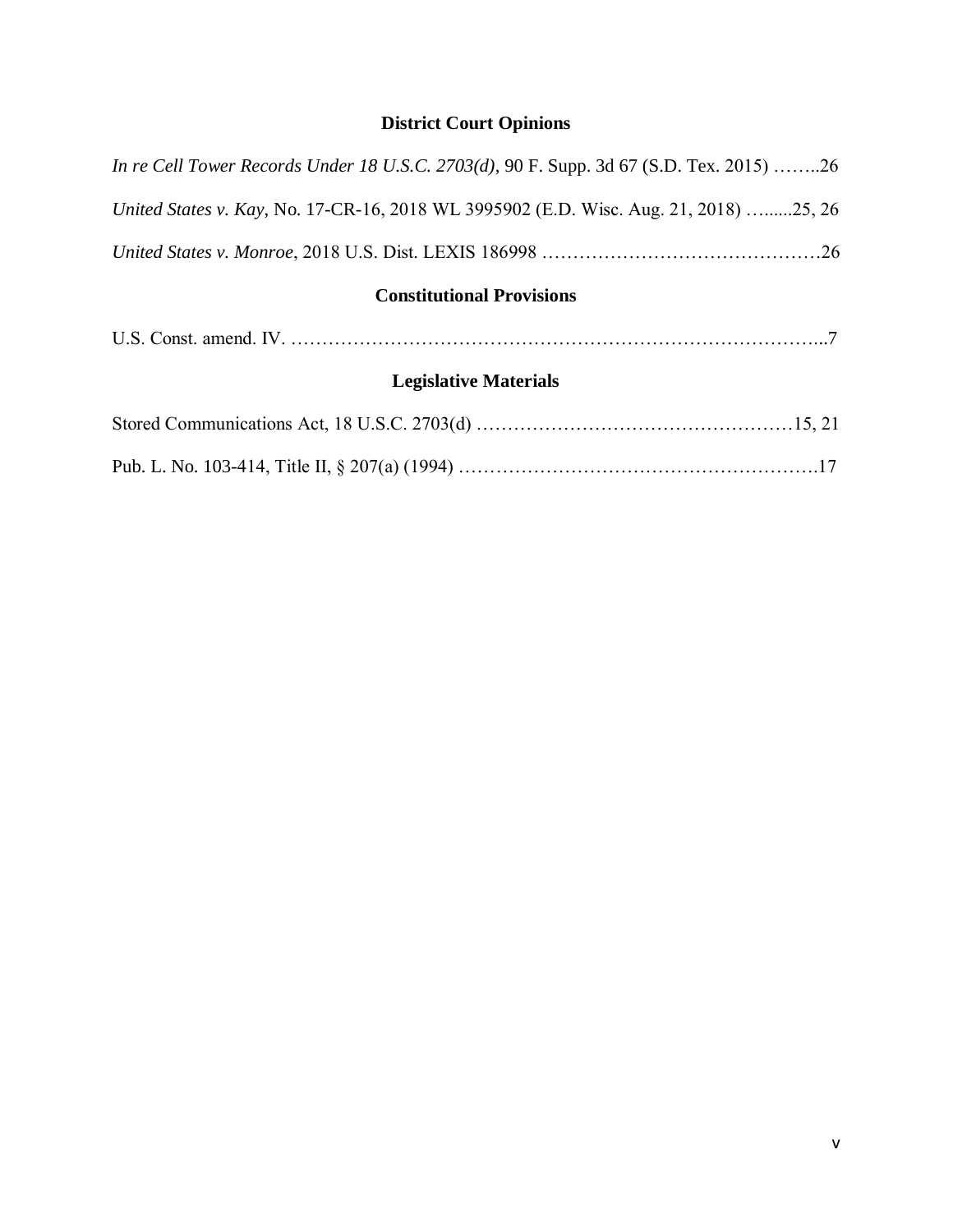## District Court Opinions

*In re Cell Tower Records Under 18 U.S.C. 2703(d)*, 90 F. Supp. 3d 67 (S.D. Tex. 2015) ……..26

*United States v. Kay*, No. 17-CR-16, 2018 WL 3995902 (E.D. Wisc. Aug. 21, 2018) …......25, 26

*United States v. Monroe*, 2018 U.S. Dist. LEXIS 186998 ……………………………………….26

## Constitutional Provisions

U.S. Const. amend. IV. …………………………………………………………………………...7

## Legislative Materials

Stored Communications Act, 18 U.S.C. 2703(d) ……………………………………………15, 21

Pub. L. No. 103-414, Title II, § 207(a) (1994) ………………………………………………….17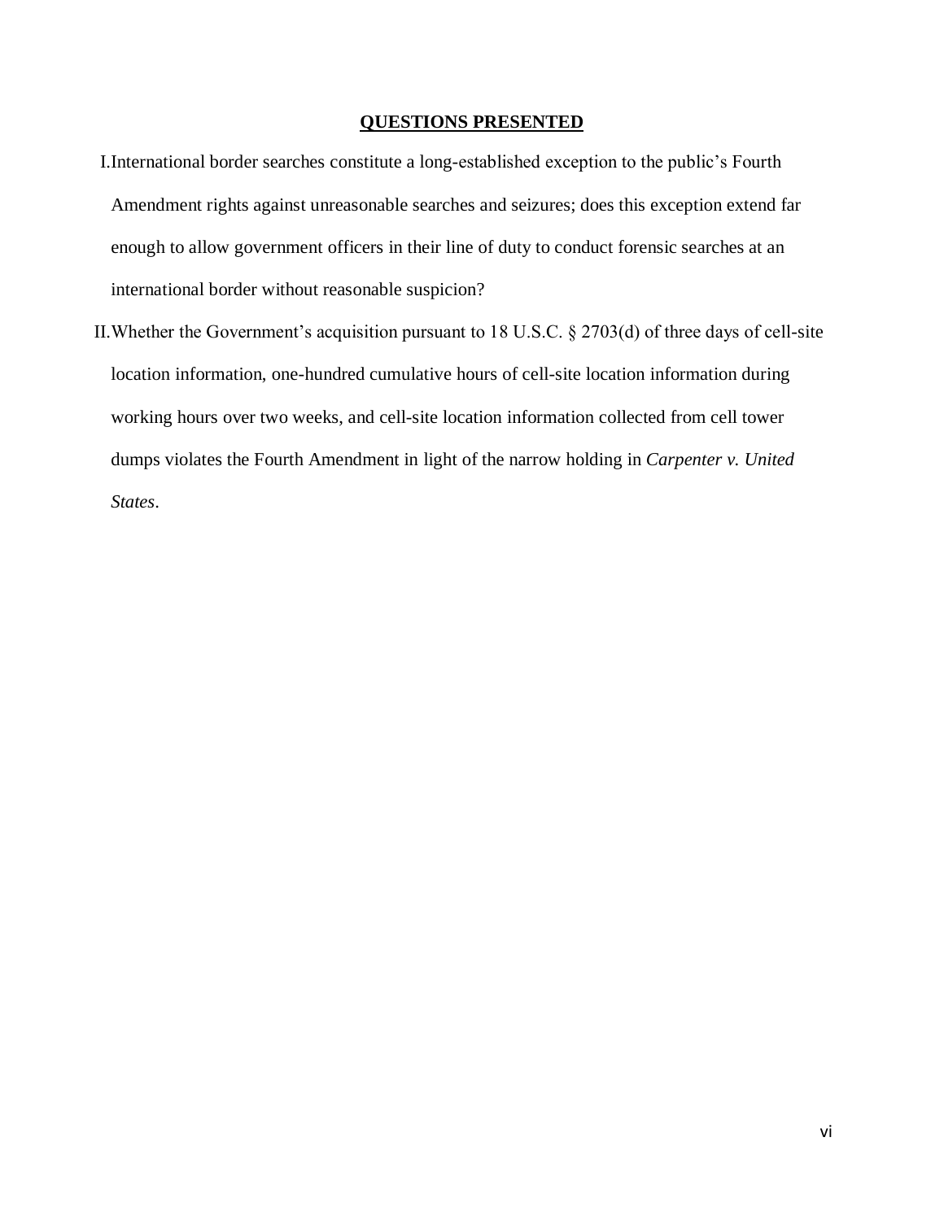## QUESTIONS PRESENTED

I. International border searches constitute a long-established exception to the public's Fourth Amendment rights against unreasonable searches and seizures; does this exception extend far enough to allow government officers in their line of duty to conduct forensic searches at an international border without reasonable suspicion?

II. Whether the Government's acquisition pursuant to 18 U.S.C. § 2703(d) of three days of cell-site location information, one-hundred cumulative hours of cell-site location information during working hours over two weeks, and cell-site location information collected from cell tower dumps violates the Fourth Amendment in light of the narrow holding in *Carpenter v. United States*.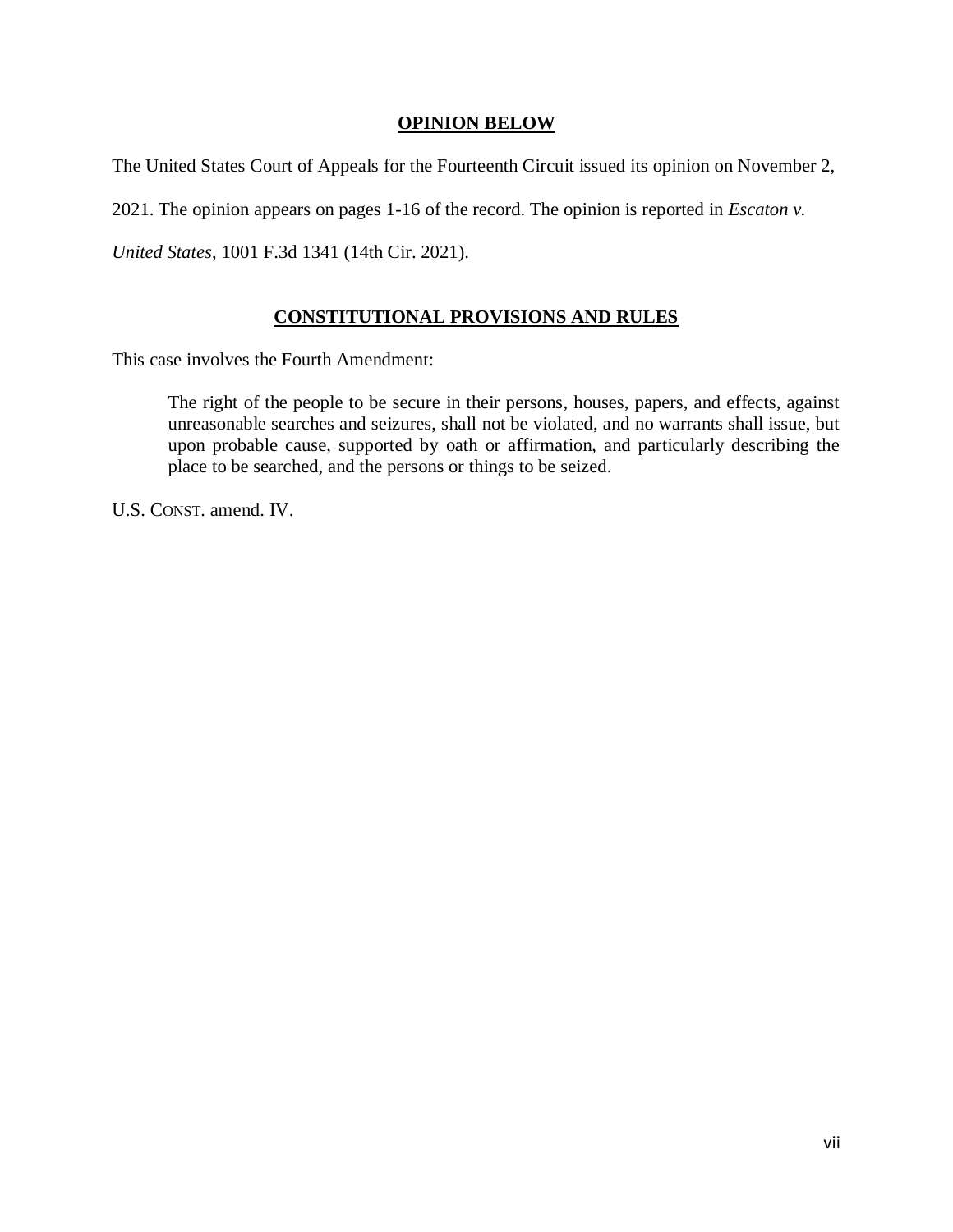## OPINION BELOW

The United States Court of Appeals for the Fourteenth Circuit issued its opinion on November 2, 2021. The opinion appears on pages 1-16 of the record. The opinion is reported in *Escaton v. United States*, 1001 F.3d 1341 (14th Cir. 2021).

## CONSTITUTIONAL PROVISIONS AND RULES

This case involves the Fourth Amendment:

> The right of the people to be secure in their persons, houses, papers, and effects, against unreasonable searches and seizures, shall not be violated, and no warrants shall issue, but upon probable cause, supported by oath or affirmation, and particularly describing the place to be searched, and the persons or things to be seized.

U.S. CONST. amend. IV.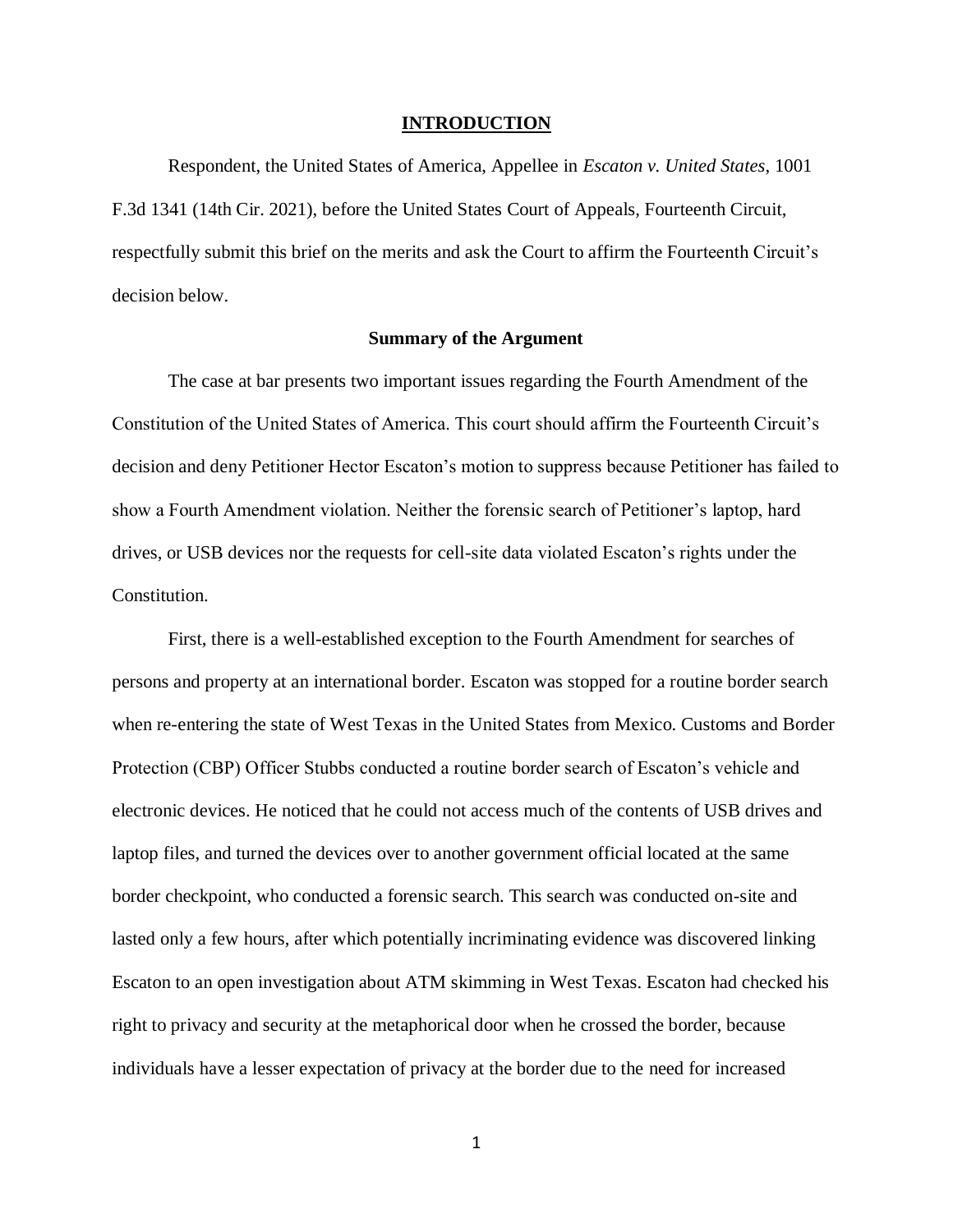# INTRODUCTION

Respondent, the United States of America, Appellee in *Escaton v. United States*, 1001 F.3d 1341 (14th Cir. 2021), before the United States Court of Appeals, Fourteenth Circuit, respectfully submit this brief on the merits and ask the Court to affirm the Fourteenth Circuit's decision below.

## Summary of the Argument

The case at bar presents two important issues regarding the Fourth Amendment of the Constitution of the United States of America. This court should affirm the Fourteenth Circuit's decision and deny Petitioner Hector Escaton's motion to suppress because Petitioner has failed to show a Fourth Amendment violation. Neither the forensic search of Petitioner's laptop, hard drives, or USB devices nor the requests for cell-site data violated Escaton's rights under the Constitution.

First, there is a well-established exception to the Fourth Amendment for searches of persons and property at an international border. Escaton was stopped for a routine border search when re-entering the state of West Texas in the United States from Mexico. Customs and Border Protection (CBP) Officer Stubbs conducted a routine border search of Escaton's vehicle and electronic devices. He noticed that he could not access much of the contents of USB drives and laptop files, and turned the devices over to another government official located at the same border checkpoint, who conducted a forensic search. This search was conducted on-site and lasted only a few hours, after which potentially incriminating evidence was discovered linking Escaton to an open investigation about ATM skimming in West Texas. Escaton had checked his right to privacy and security at the metaphorical door when he crossed the border, because individuals have a lesser expectation of privacy at the border due to the need for increased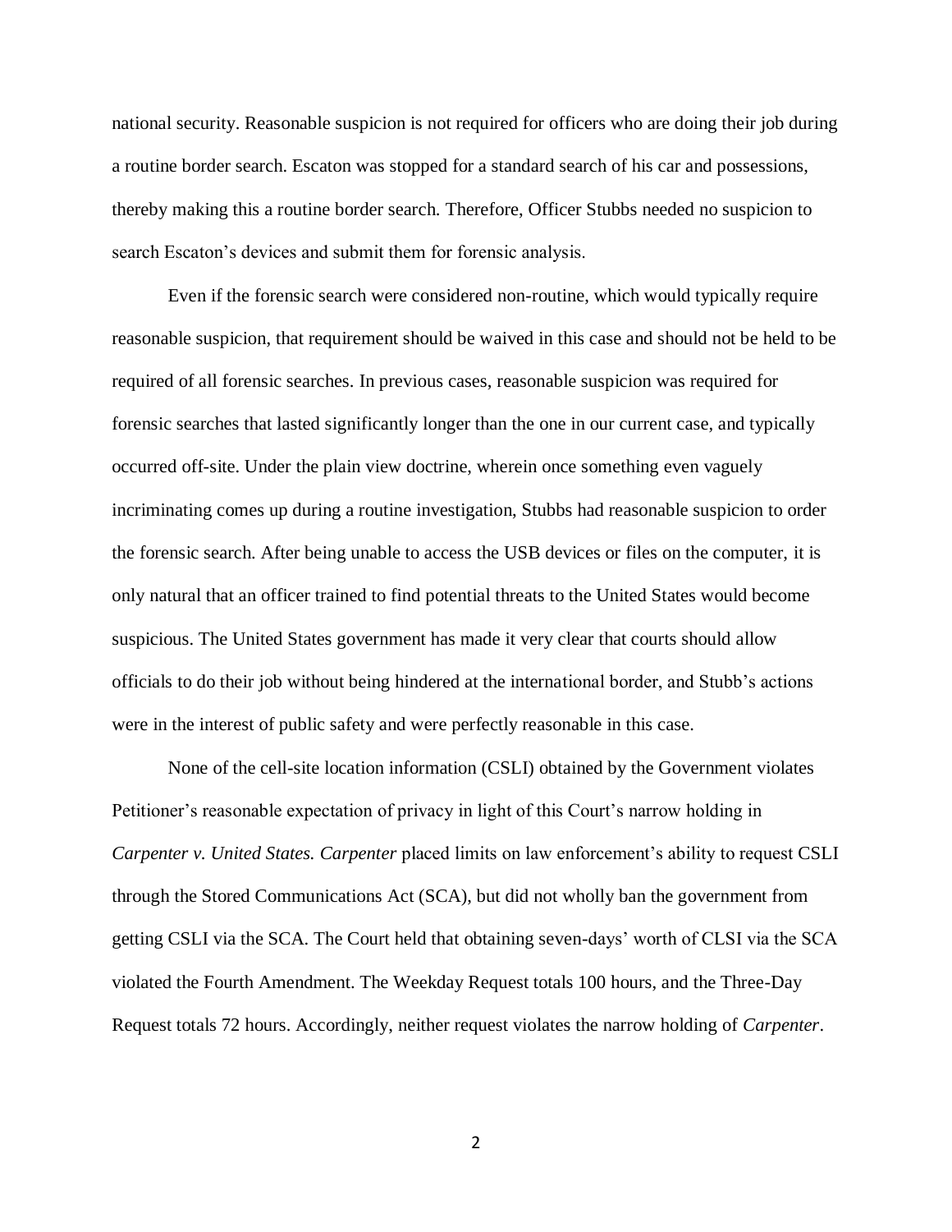national security. Reasonable suspicion is not required for officers who are doing their job during a routine border search. Escaton was stopped for a standard search of his car and possessions, thereby making this a routine border search. Therefore, Officer Stubbs needed no suspicion to search Escaton's devices and submit them for forensic analysis.

Even if the forensic search were considered non-routine, which would typically require reasonable suspicion, that requirement should be waived in this case and should not be held to be required of all forensic searches. In previous cases, reasonable suspicion was required for forensic searches that lasted significantly longer than the one in our current case, and typically occurred off-site. Under the plain view doctrine, wherein once something even vaguely incriminating comes up during a routine investigation, Stubbs had reasonable suspicion to order the forensic search. After being unable to access the USB devices or files on the computer, it is only natural that an officer trained to find potential threats to the United States would become suspicious. The United States government has made it very clear that courts should allow officials to do their job without being hindered at the international border, and Stubb's actions were in the interest of public safety and were perfectly reasonable in this case.

None of the cell-site location information (CSLI) obtained by the Government violates Petitioner's reasonable expectation of privacy in light of this Court's narrow holding in *Carpenter v. United States. Carpenter* placed limits on law enforcement's ability to request CSLI through the Stored Communications Act (SCA), but did not wholly ban the government from getting CSLI via the SCA. The Court held that obtaining seven-days' worth of CLSI via the SCA violated the Fourth Amendment. The Weekday Request totals 100 hours, and the Three-Day Request totals 72 hours. Accordingly, neither request violates the narrow holding of *Carpenter*.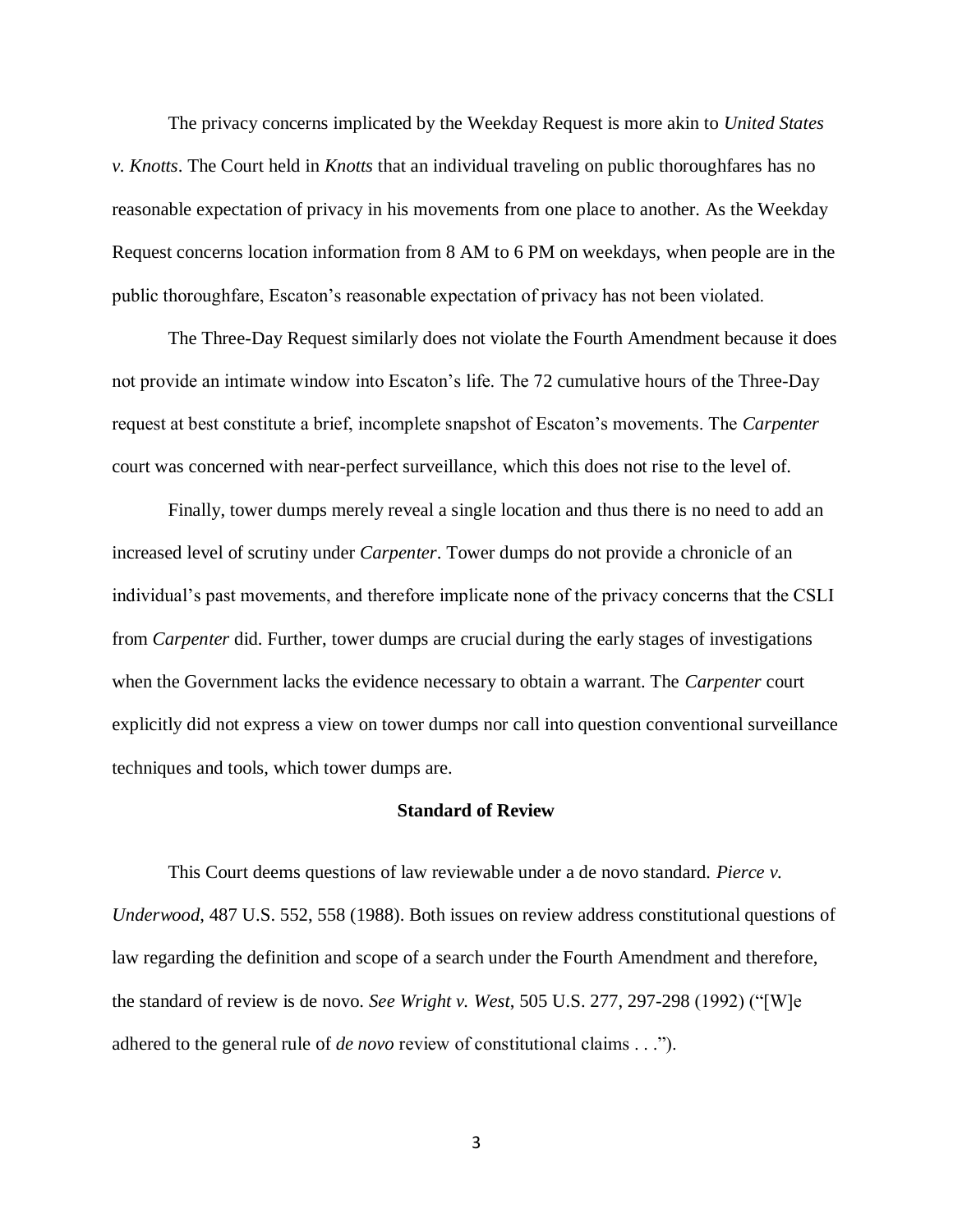The privacy concerns implicated by the Weekday Request is more akin to *United States v. Knotts*. The Court held in *Knotts* that an individual traveling on public thoroughfares has no reasonable expectation of privacy in his movements from one place to another. As the Weekday Request concerns location information from 8 AM to 6 PM on weekdays, when people are in the public thoroughfare, Escaton's reasonable expectation of privacy has not been violated.

The Three-Day Request similarly does not violate the Fourth Amendment because it does not provide an intimate window into Escaton's life. The 72 cumulative hours of the Three-Day request at best constitute a brief, incomplete snapshot of Escaton's movements. The *Carpenter* court was concerned with near-perfect surveillance, which this does not rise to the level of.

Finally, tower dumps merely reveal a single location and thus there is no need to add an increased level of scrutiny under *Carpenter*. Tower dumps do not provide a chronicle of an individual's past movements, and therefore implicate none of the privacy concerns that the CSLI from *Carpenter* did. Further, tower dumps are crucial during the early stages of investigations when the Government lacks the evidence necessary to obtain a warrant. The *Carpenter* court explicitly did not express a view on tower dumps nor call into question conventional surveillance techniques and tools, which tower dumps are.

## Standard of Review

This Court deems questions of law reviewable under a de novo standard. *Pierce v. Underwood*, 487 U.S. 552, 558 (1988). Both issues on review address constitutional questions of law regarding the definition and scope of a search under the Fourth Amendment and therefore, the standard of review is de novo. *See Wright v. West*, 505 U.S. 277, 297-298 (1992) ("[W]e adhered to the general rule of *de novo* review of constitutional claims . . .").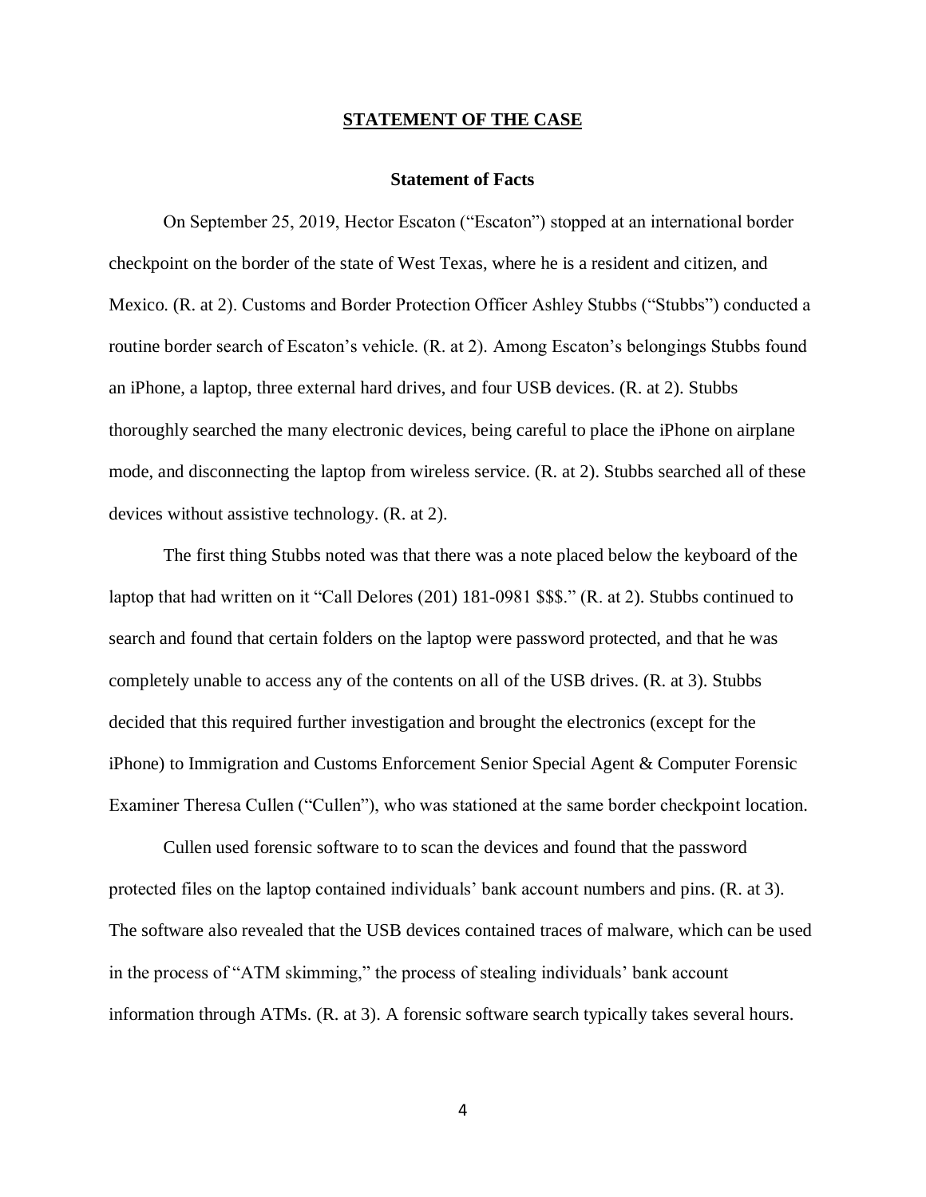## STATEMENT OF THE CASE

### Statement of Facts

On September 25, 2019, Hector Escaton ("Escaton") stopped at an international border checkpoint on the border of the state of West Texas, where he is a resident and citizen, and Mexico. (R. at 2). Customs and Border Protection Officer Ashley Stubbs ("Stubbs") conducted a routine border search of Escaton's vehicle. (R. at 2). Among Escaton's belongings Stubbs found an iPhone, a laptop, three external hard drives, and four USB devices. (R. at 2). Stubbs thoroughly searched the many electronic devices, being careful to place the iPhone on airplane mode, and disconnecting the laptop from wireless service. (R. at 2). Stubbs searched all of these devices without assistive technology. (R. at 2).

The first thing Stubbs noted was that there was a note placed below the keyboard of the laptop that had written on it "Call Delores (201) 181-0981 $$$." (R. at 2). Stubbs continued to search and found that certain folders on the laptop were password protected, and that he was completely unable to access any of the contents on all of the USB drives. (R. at 3). Stubbs decided that this required further investigation and brought the electronics (except for the iPhone) to Immigration and Customs Enforcement Senior Special Agent & Computer Forensic Examiner Theresa Cullen ("Cullen"), who was stationed at the same border checkpoint location.

Cullen used forensic software to to scan the devices and found that the password protected files on the laptop contained individuals' bank account numbers and pins. (R. at 3). The software also revealed that the USB devices contained traces of malware, which can be used in the process of "ATM skimming," the process of stealing individuals' bank account information through ATMs. (R. at 3). A forensic software search typically takes several hours.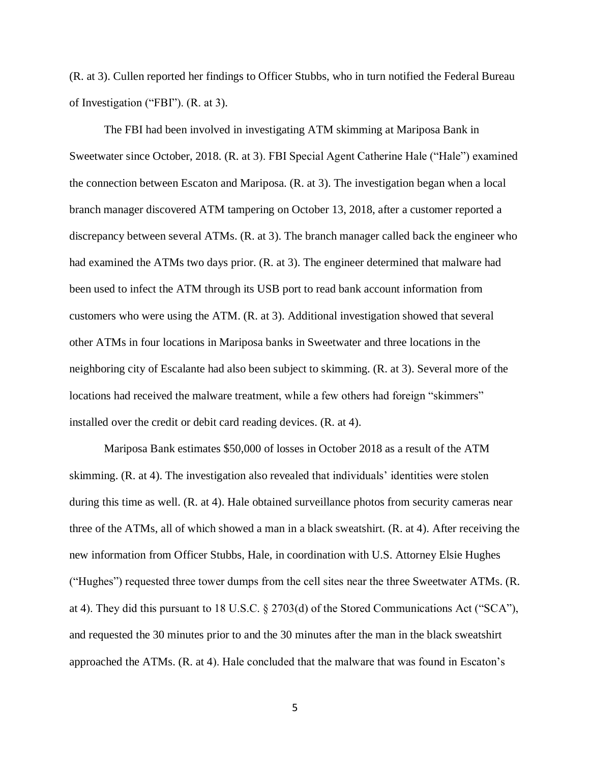(R. at 3). Cullen reported her findings to Officer Stubbs, who in turn notified the Federal Bureau of Investigation ("FBI"). (R. at 3).

The FBI had been involved in investigating ATM skimming at Mariposa Bank in Sweetwater since October, 2018. (R. at 3). FBI Special Agent Catherine Hale ("Hale") examined the connection between Escaton and Mariposa. (R. at 3). The investigation began when a local branch manager discovered ATM tampering on October 13, 2018, after a customer reported a discrepancy between several ATMs. (R. at 3). The branch manager called back the engineer who had examined the ATMs two days prior. (R. at 3). The engineer determined that malware had been used to infect the ATM through its USB port to read bank account information from customers who were using the ATM. (R. at 3). Additional investigation showed that several other ATMs in four locations in Mariposa banks in Sweetwater and three locations in the neighboring city of Escalante had also been subject to skimming. (R. at 3). Several more of the locations had received the malware treatment, while a few others had foreign "skimmers" installed over the credit or debit card reading devices. (R. at 4).

Mariposa Bank estimates $50,000 of losses in October 2018 as a result of the ATM skimming. (R. at 4). The investigation also revealed that individuals' identities were stolen during this time as well. (R. at 4). Hale obtained surveillance photos from security cameras near three of the ATMs, all of which showed a man in a black sweatshirt. (R. at 4). After receiving the new information from Officer Stubbs, Hale, in coordination with U.S. Attorney Elsie Hughes ("Hughes") requested three tower dumps from the cell sites near the three Sweetwater ATMs. (R. at 4). They did this pursuant to 18 U.S.C. § 2703(d) of the Stored Communications Act ("SCA"), and requested the 30 minutes prior to and the 30 minutes after the man in the black sweatshirt approached the ATMs. (R. at 4). Hale concluded that the malware that was found in Escaton's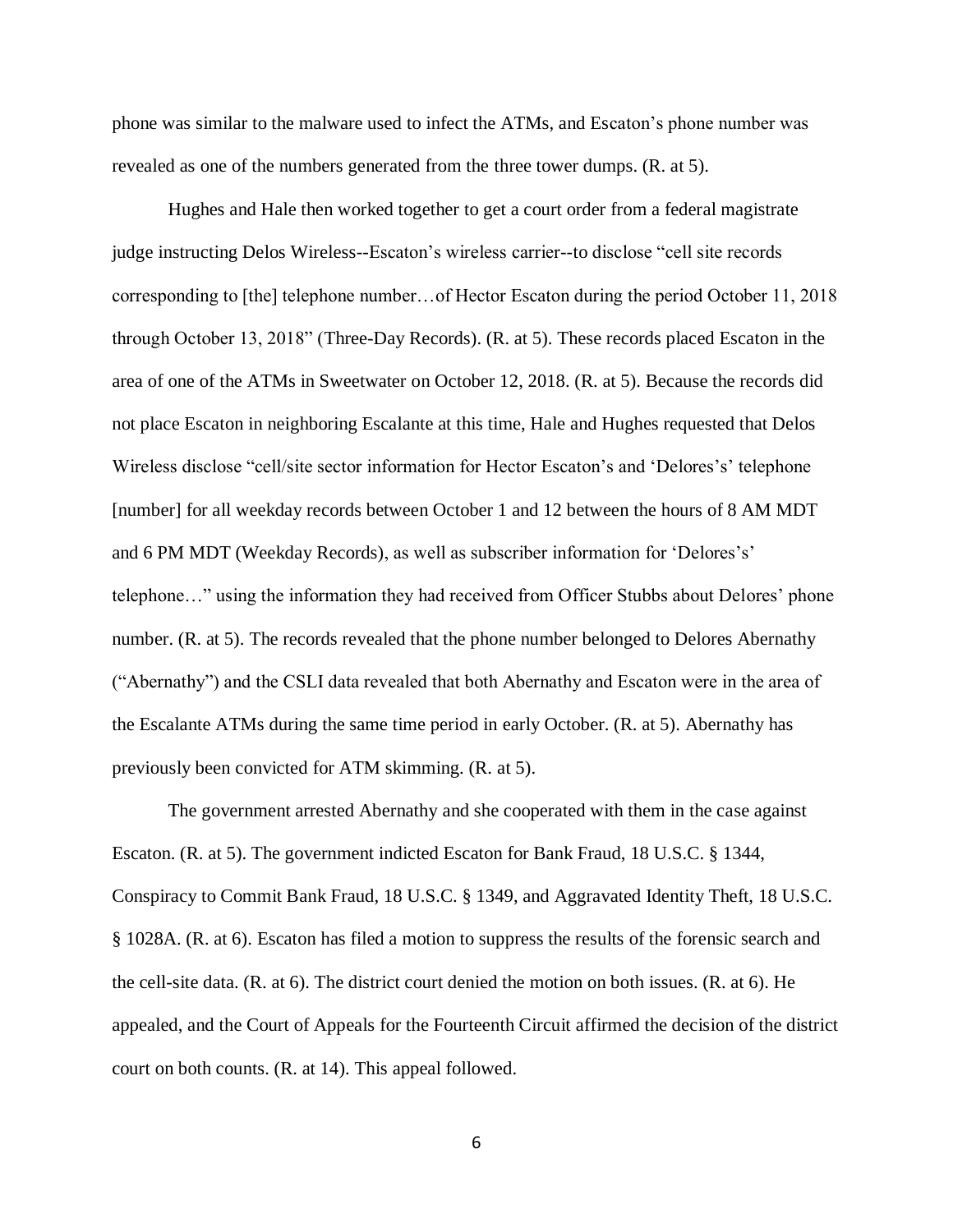phone was similar to the malware used to infect the ATMs, and Escaton's phone number was revealed as one of the numbers generated from the three tower dumps. (R. at 5).

Hughes and Hale then worked together to get a court order from a federal magistrate judge instructing Delos Wireless--Escaton's wireless carrier--to disclose "cell site records corresponding to [the] telephone number…of Hector Escaton during the period October 11, 2018 through October 13, 2018" (Three-Day Records). (R. at 5). These records placed Escaton in the area of one of the ATMs in Sweetwater on October 12, 2018. (R. at 5). Because the records did not place Escaton in neighboring Escalante at this time, Hale and Hughes requested that Delos Wireless disclose "cell/site sector information for Hector Escaton's and 'Delores's' telephone [number] for all weekday records between October 1 and 12 between the hours of 8 AM MDT and 6 PM MDT (Weekday Records), as well as subscriber information for 'Delores's' telephone…" using the information they had received from Officer Stubbs about Delores' phone number. (R. at 5). The records revealed that the phone number belonged to Delores Abernathy ("Abernathy") and the CSLI data revealed that both Abernathy and Escaton were in the area of the Escalante ATMs during the same time period in early October. (R. at 5). Abernathy has previously been convicted for ATM skimming. (R. at 5).

The government arrested Abernathy and she cooperated with them in the case against Escaton. (R. at 5). The government indicted Escaton for Bank Fraud, 18 U.S.C. § 1344, Conspiracy to Commit Bank Fraud, 18 U.S.C. § 1349, and Aggravated Identity Theft, 18 U.S.C. § 1028A. (R. at 6). Escaton has filed a motion to suppress the results of the forensic search and the cell-site data. (R. at 6). The district court denied the motion on both issues. (R. at 6). He appealed, and the Court of Appeals for the Fourteenth Circuit affirmed the decision of the district court on both counts. (R. at 14). This appeal followed.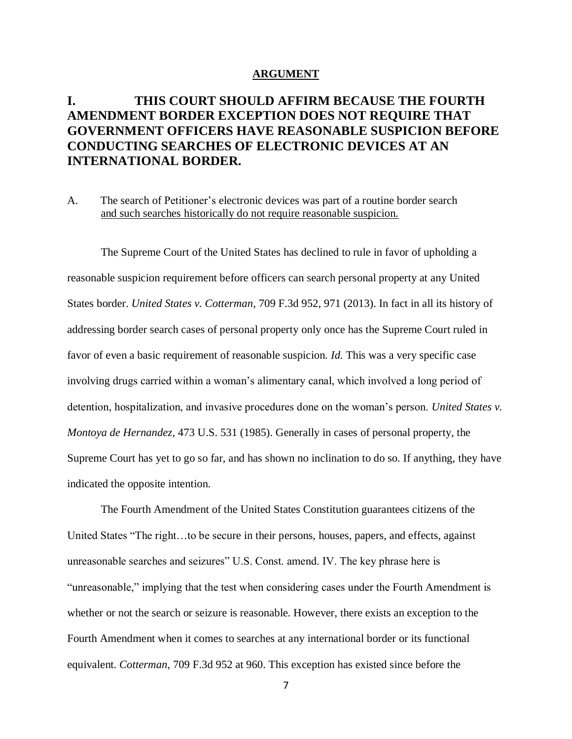## ARGUMENT

# I. THIS COURT SHOULD AFFIRM BECAUSE THE FOURTH AMENDMENT BORDER EXCEPTION DOES NOT REQUIRE THAT GOVERNMENT OFFICERS HAVE REASONABLE SUSPICION BEFORE CONDUCTING SEARCHES OF ELECTRONIC DEVICES AT AN INTERNATIONAL BORDER.

A. The search of Petitioner's electronic devices was part of a routine border search and such searches historically do not require reasonable suspicion.

The Supreme Court of the United States has declined to rule in favor of upholding a reasonable suspicion requirement before officers can search personal property at any United States border. *United States v. Cotterman*, 709 F.3d 952, 971 (2013). In fact in all its history of addressing border search cases of personal property only once has the Supreme Court ruled in favor of even a basic requirement of reasonable suspicion. *Id.* This was a very specific case involving drugs carried within a woman's alimentary canal, which involved a long period of detention, hospitalization, and invasive procedures done on the woman's person. *United States v. Montoya de Hernandez*, 473 U.S. 531 (1985). Generally in cases of personal property, the Supreme Court has yet to go so far, and has shown no inclination to do so. If anything, they have indicated the opposite intention.

The Fourth Amendment of the United States Constitution guarantees citizens of the United States "The right…to be secure in their persons, houses, papers, and effects, against unreasonable searches and seizures" U.S. Const. amend. IV. The key phrase here is "unreasonable," implying that the test when considering cases under the Fourth Amendment is whether or not the search or seizure is reasonable. However, there exists an exception to the Fourth Amendment when it comes to searches at any international border or its functional equivalent. *Cotterman*, 709 F.3d 952 at 960. This exception has existed since before the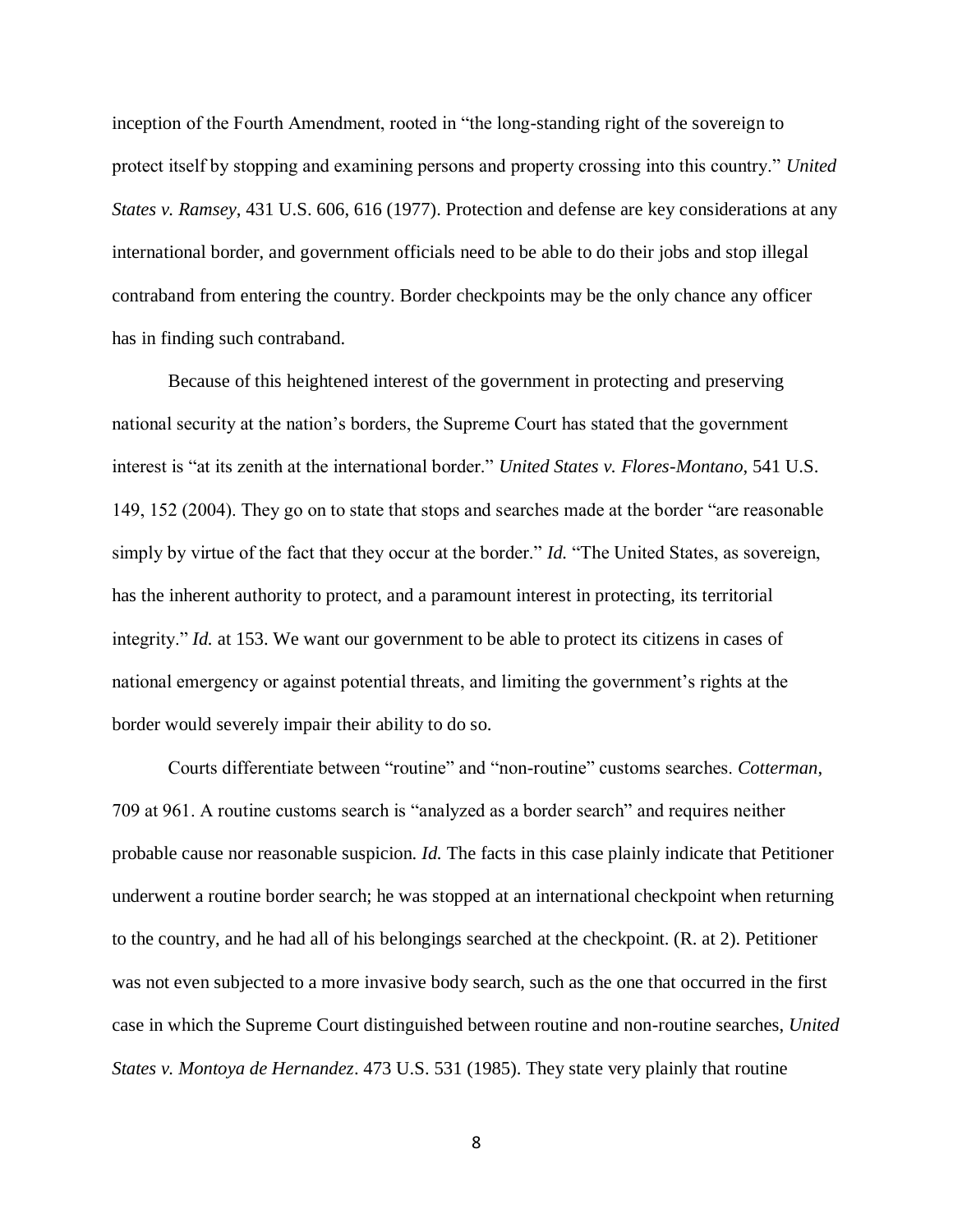inception of the Fourth Amendment, rooted in "the long-standing right of the sovereign to protect itself by stopping and examining persons and property crossing into this country." *United States v. Ramsey*, 431 U.S. 606, 616 (1977). Protection and defense are key considerations at any international border, and government officials need to be able to do their jobs and stop illegal contraband from entering the country. Border checkpoints may be the only chance any officer has in finding such contraband.

Because of this heightened interest of the government in protecting and preserving national security at the nation's borders, the Supreme Court has stated that the government interest is "at its zenith at the international border." *United States v. Flores-Montano*, 541 U.S. 149, 152 (2004). They go on to state that stops and searches made at the border "are reasonable simply by virtue of the fact that they occur at the border." *Id.* "The United States, as sovereign, has the inherent authority to protect, and a paramount interest in protecting, its territorial integrity." *Id.* at 153. We want our government to be able to protect its citizens in cases of national emergency or against potential threats, and limiting the government's rights at the border would severely impair their ability to do so.

Courts differentiate between "routine" and "non-routine" customs searches. *Cotterman*, 709 at 961. A routine customs search is "analyzed as a border search" and requires neither probable cause nor reasonable suspicion. *Id.* The facts in this case plainly indicate that Petitioner underwent a routine border search; he was stopped at an international checkpoint when returning to the country, and he had all of his belongings searched at the checkpoint. (R. at 2). Petitioner was not even subjected to a more invasive body search, such as the one that occurred in the first case in which the Supreme Court distinguished between routine and non-routine searches, *United States v. Montoya de Hernandez*. 473 U.S. 531 (1985). They state very plainly that routine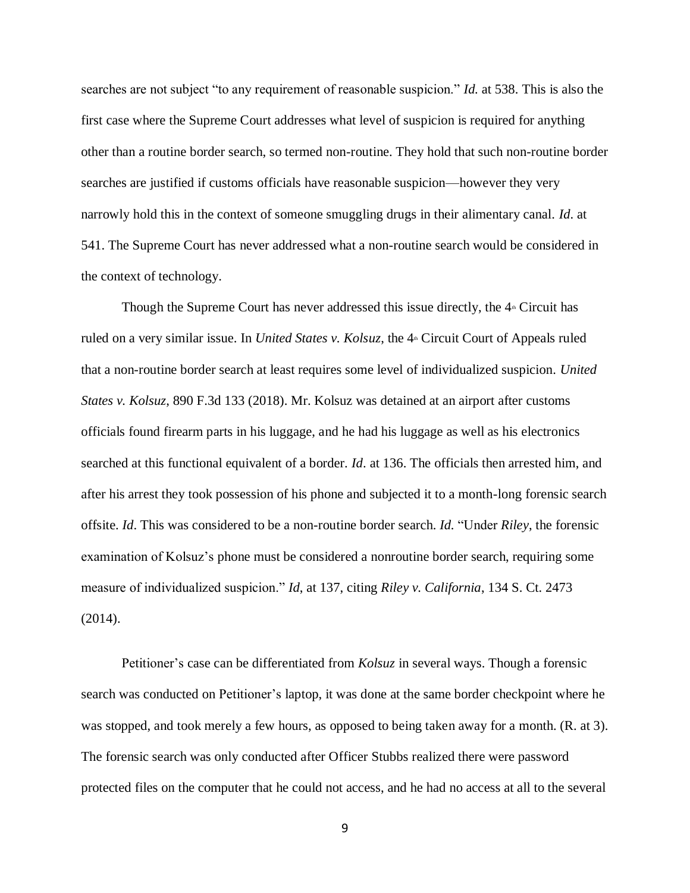searches are not subject "to any requirement of reasonable suspicion." *Id.* at 538. This is also the first case where the Supreme Court addresses what level of suspicion is required for anything other than a routine border search, so termed non-routine. They hold that such non-routine border searches are justified if customs officials have reasonable suspicion—however they very narrowly hold this in the context of someone smuggling drugs in their alimentary canal. *Id*. at 541. The Supreme Court has never addressed what a non-routine search would be considered in the context of technology.

Though the Supreme Court has never addressed this issue directly, the 4th Circuit has ruled on a very similar issue. In *United States v. Kolsuz*, the 4th Circuit Court of Appeals ruled that a non-routine border search at least requires some level of individualized suspicion. *United States v. Kolsuz*, 890 F.3d 133 (2018). Mr. Kolsuz was detained at an airport after customs officials found firearm parts in his luggage, and he had his luggage as well as his electronics searched at this functional equivalent of a border. *Id*. at 136. The officials then arrested him, and after his arrest they took possession of his phone and subjected it to a month-long forensic search offsite. *Id*. This was considered to be a non-routine border search. *Id.* "Under *Riley*, the forensic examination of Kolsuz's phone must be considered a nonroutine border search, requiring some measure of individualized suspicion." *Id*, at 137, citing *Riley v. California*, 134 S. Ct. 2473 (2014).

Petitioner's case can be differentiated from *Kolsuz* in several ways. Though a forensic search was conducted on Petitioner's laptop, it was done at the same border checkpoint where he was stopped, and took merely a few hours, as opposed to being taken away for a month. (R. at 3). The forensic search was only conducted after Officer Stubbs realized there were password protected files on the computer that he could not access, and he had no access at all to the several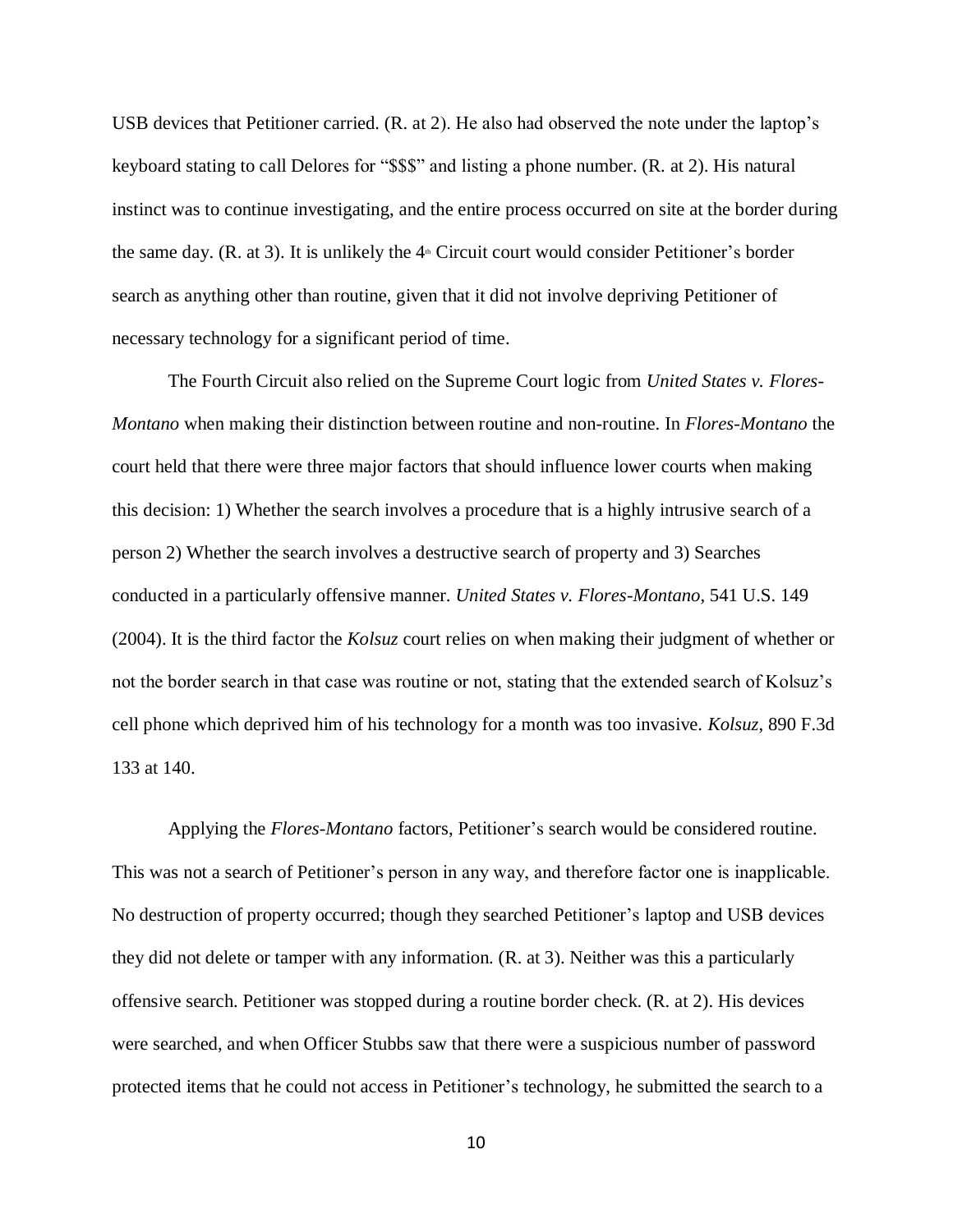USB devices that Petitioner carried. (R. at 2). He also had observed the note under the laptop's keyboard stating to call Delores for "$$$" and listing a phone number. (R. at 2). His natural instinct was to continue investigating, and the entire process occurred on site at the border during the same day. (R. at 3). It is unlikely the 4th Circuit court would consider Petitioner's border search as anything other than routine, given that it did not involve depriving Petitioner of necessary technology for a significant period of time.

The Fourth Circuit also relied on the Supreme Court logic from *United States v. Flores-Montano* when making their distinction between routine and non-routine. In *Flores-Montano* the court held that there were three major factors that should influence lower courts when making this decision: 1) Whether the search involves a procedure that is a highly intrusive search of a person 2) Whether the search involves a destructive search of property and 3) Searches conducted in a particularly offensive manner. *United States v. Flores-Montano*, 541 U.S. 149 (2004). It is the third factor the *Kolsuz* court relies on when making their judgment of whether or not the border search in that case was routine or not, stating that the extended search of Kolsuz's cell phone which deprived him of his technology for a month was too invasive. *Kolsuz*, 890 F.3d 133 at 140.

Applying the *Flores-Montano* factors, Petitioner's search would be considered routine. This was not a search of Petitioner's person in any way, and therefore factor one is inapplicable. No destruction of property occurred; though they searched Petitioner's laptop and USB devices they did not delete or tamper with any information. (R. at 3). Neither was this a particularly offensive search. Petitioner was stopped during a routine border check. (R. at 2). His devices were searched, and when Officer Stubbs saw that there were a suspicious number of password protected items that he could not access in Petitioner's technology, he submitted the search to a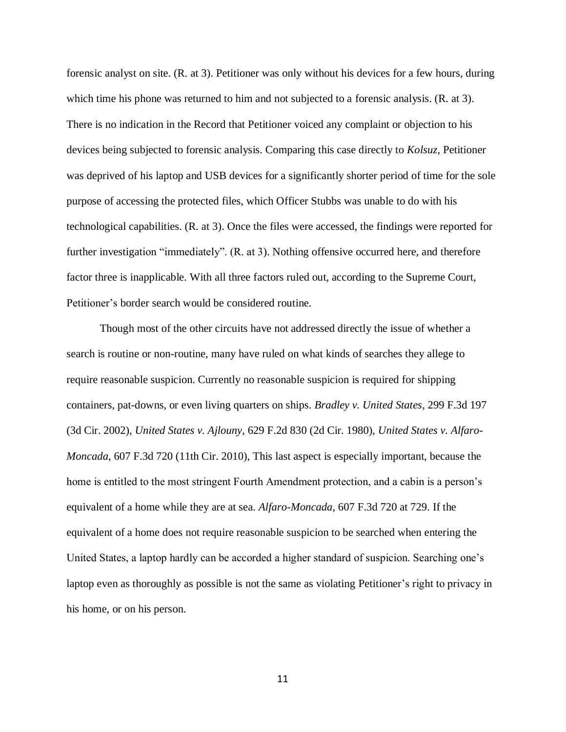forensic analyst on site. (R. at 3). Petitioner was only without his devices for a few hours, during which time his phone was returned to him and not subjected to a forensic analysis. (R. at 3). There is no indication in the Record that Petitioner voiced any complaint or objection to his devices being subjected to forensic analysis. Comparing this case directly to *Kolsuz*, Petitioner was deprived of his laptop and USB devices for a significantly shorter period of time for the sole purpose of accessing the protected files, which Officer Stubbs was unable to do with his technological capabilities. (R. at 3). Once the files were accessed, the findings were reported for further investigation "immediately". (R. at 3). Nothing offensive occurred here, and therefore factor three is inapplicable. With all three factors ruled out, according to the Supreme Court, Petitioner's border search would be considered routine.

Though most of the other circuits have not addressed directly the issue of whether a search is routine or non-routine, many have ruled on what kinds of searches they allege to require reasonable suspicion. Currently no reasonable suspicion is required for shipping containers, pat-downs, or even living quarters on ships. *Bradley v. United States*, 299 F.3d 197 (3d Cir. 2002), *United States v. Ajlouny*, 629 F.2d 830 (2d Cir. 1980), *United States v. Alfaro-Moncada*, 607 F.3d 720 (11th Cir. 2010), This last aspect is especially important, because the home is entitled to the most stringent Fourth Amendment protection, and a cabin is a person's equivalent of a home while they are at sea. *Alfaro-Moncada*, 607 F.3d 720 at 729. If the equivalent of a home does not require reasonable suspicion to be searched when entering the United States, a laptop hardly can be accorded a higher standard of suspicion. Searching one's laptop even as thoroughly as possible is not the same as violating Petitioner's right to privacy in his home, or on his person.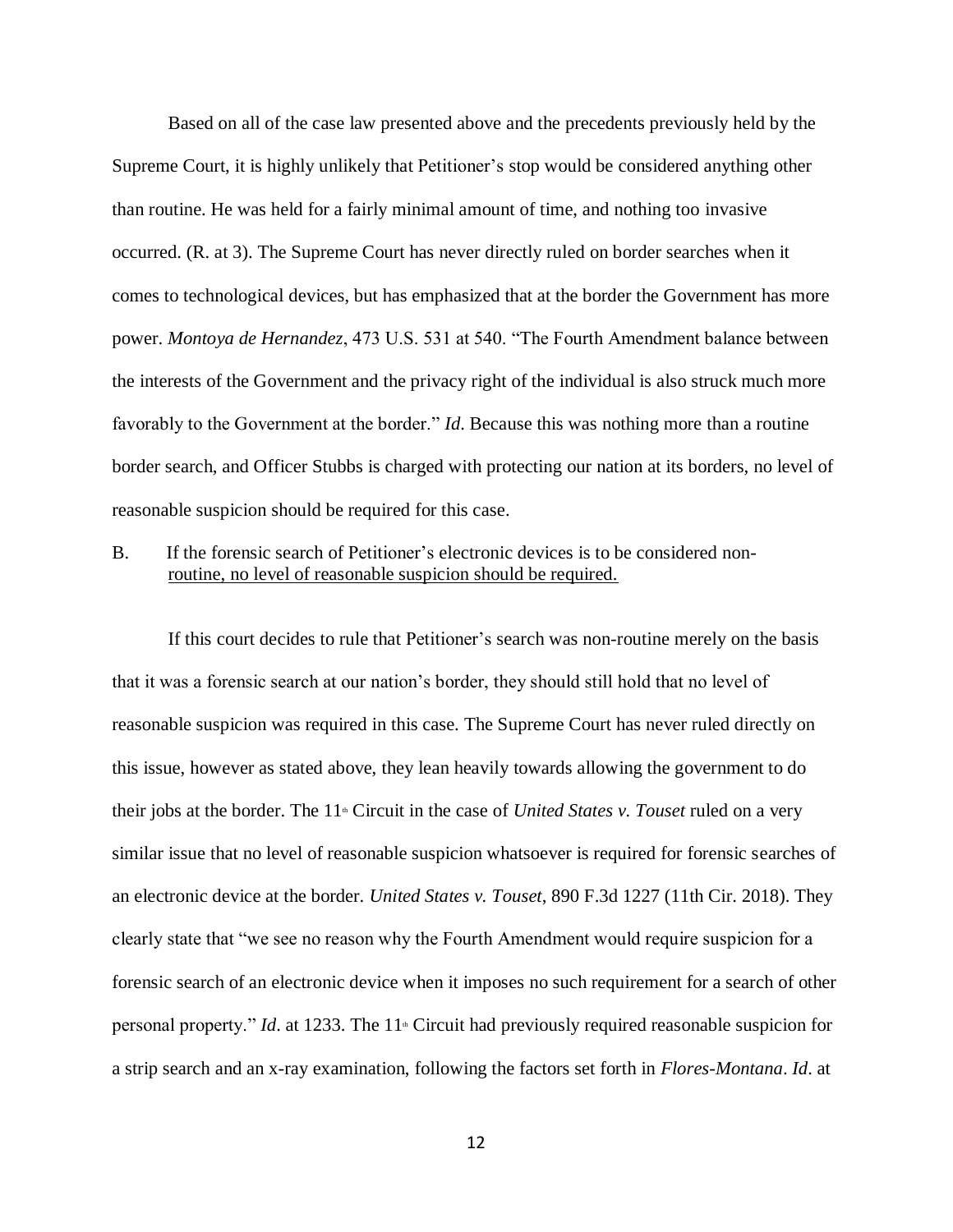Based on all of the case law presented above and the precedents previously held by the Supreme Court, it is highly unlikely that Petitioner's stop would be considered anything other than routine. He was held for a fairly minimal amount of time, and nothing too invasive occurred. (R. at 3). The Supreme Court has never directly ruled on border searches when it comes to technological devices, but has emphasized that at the border the Government has more power. *Montoya de Hernandez*, 473 U.S. 531 at 540. "The Fourth Amendment balance between the interests of the Government and the privacy right of the individual is also struck much more favorably to the Government at the border." *Id*. Because this was nothing more than a routine border search, and Officer Stubbs is charged with protecting our nation at its borders, no level of reasonable suspicion should be required for this case.

B. If the forensic search of Petitioner's electronic devices is to be considered non-routine, no level of reasonable suspicion should be required.

If this court decides to rule that Petitioner's search was non-routine merely on the basis that it was a forensic search at our nation's border, they should still hold that no level of reasonable suspicion was required in this case. The Supreme Court has never ruled directly on this issue, however as stated above, they lean heavily towards allowing the government to do their jobs at the border. The 11th Circuit in the case of *United States v. Touset* ruled on a very similar issue that no level of reasonable suspicion whatsoever is required for forensic searches of an electronic device at the border. *United States v. Touset*, 890 F.3d 1227 (11th Cir. 2018). They clearly state that "we see no reason why the Fourth Amendment would require suspicion for a forensic search of an electronic device when it imposes no such requirement for a search of other personal property." *Id*. at 1233. The 11th Circuit had previously required reasonable suspicion for a strip search and an x-ray examination, following the factors set forth in *Flores-Montana*. *Id*. at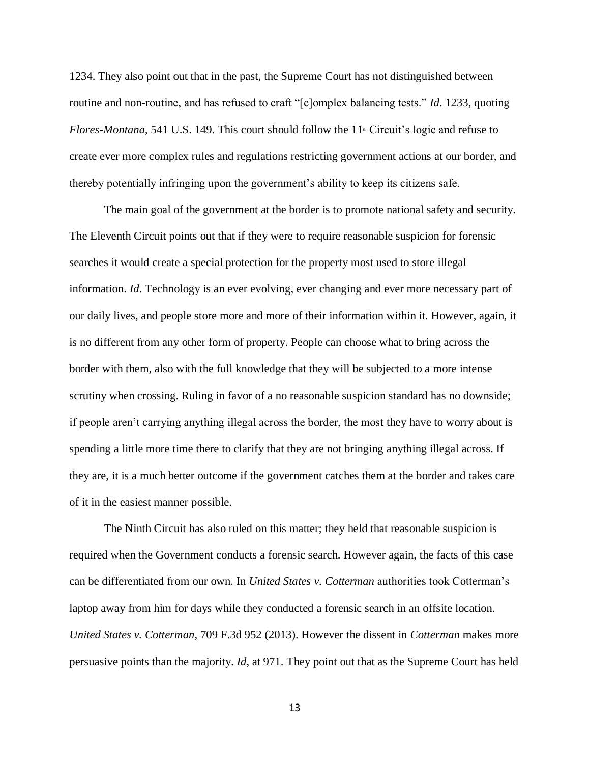1234. They also point out that in the past, the Supreme Court has not distinguished between routine and non-routine, and has refused to craft "[c]omplex balancing tests." *Id*. 1233, quoting *Flores-Montana*, 541 U.S. 149. This court should follow the 11th Circuit's logic and refuse to create ever more complex rules and regulations restricting government actions at our border, and thereby potentially infringing upon the government's ability to keep its citizens safe.

The main goal of the government at the border is to promote national safety and security. The Eleventh Circuit points out that if they were to require reasonable suspicion for forensic searches it would create a special protection for the property most used to store illegal information. *Id*. Technology is an ever evolving, ever changing and ever more necessary part of our daily lives, and people store more and more of their information within it. However, again, it is no different from any other form of property. People can choose what to bring across the border with them, also with the full knowledge that they will be subjected to a more intense scrutiny when crossing. Ruling in favor of a no reasonable suspicion standard has no downside; if people aren't carrying anything illegal across the border, the most they have to worry about is spending a little more time there to clarify that they are not bringing anything illegal across. If they are, it is a much better outcome if the government catches them at the border and takes care of it in the easiest manner possible.

The Ninth Circuit has also ruled on this matter; they held that reasonable suspicion is required when the Government conducts a forensic search. However again, the facts of this case can be differentiated from our own. In *United States v. Cotterman* authorities took Cotterman's laptop away from him for days while they conducted a forensic search in an offsite location. *United States v. Cotterman*, 709 F.3d 952 (2013). However the dissent in *Cotterman* makes more persuasive points than the majority. *Id*, at 971. They point out that as the Supreme Court has held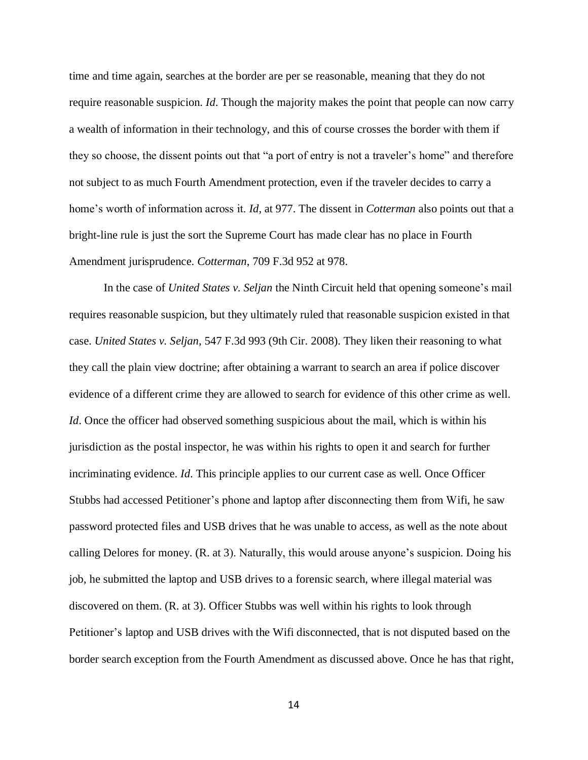time and time again, searches at the border are per se reasonable, meaning that they do not require reasonable suspicion. *Id*. Though the majority makes the point that people can now carry a wealth of information in their technology, and this of course crosses the border with them if they so choose, the dissent points out that "a port of entry is not a traveler's home" and therefore not subject to as much Fourth Amendment protection, even if the traveler decides to carry a home's worth of information across it. *Id*, at 977. The dissent in *Cotterman* also points out that a bright-line rule is just the sort the Supreme Court has made clear has no place in Fourth Amendment jurisprudence. *Cotterman*, 709 F.3d 952 at 978.

In the case of *United States v. Seljan* the Ninth Circuit held that opening someone's mail requires reasonable suspicion, but they ultimately ruled that reasonable suspicion existed in that case. *United States v. Seljan*, 547 F.3d 993 (9th Cir. 2008). They liken their reasoning to what they call the plain view doctrine; after obtaining a warrant to search an area if police discover evidence of a different crime they are allowed to search for evidence of this other crime as well. *Id*. Once the officer had observed something suspicious about the mail, which is within his jurisdiction as the postal inspector, he was within his rights to open it and search for further incriminating evidence. *Id*. This principle applies to our current case as well. Once Officer Stubbs had accessed Petitioner's phone and laptop after disconnecting them from Wifi, he saw password protected files and USB drives that he was unable to access, as well as the note about calling Delores for money. (R. at 3). Naturally, this would arouse anyone's suspicion. Doing his job, he submitted the laptop and USB drives to a forensic search, where illegal material was discovered on them. (R. at 3). Officer Stubbs was well within his rights to look through Petitioner's laptop and USB drives with the Wifi disconnected, that is not disputed based on the border search exception from the Fourth Amendment as discussed above. Once he has that right,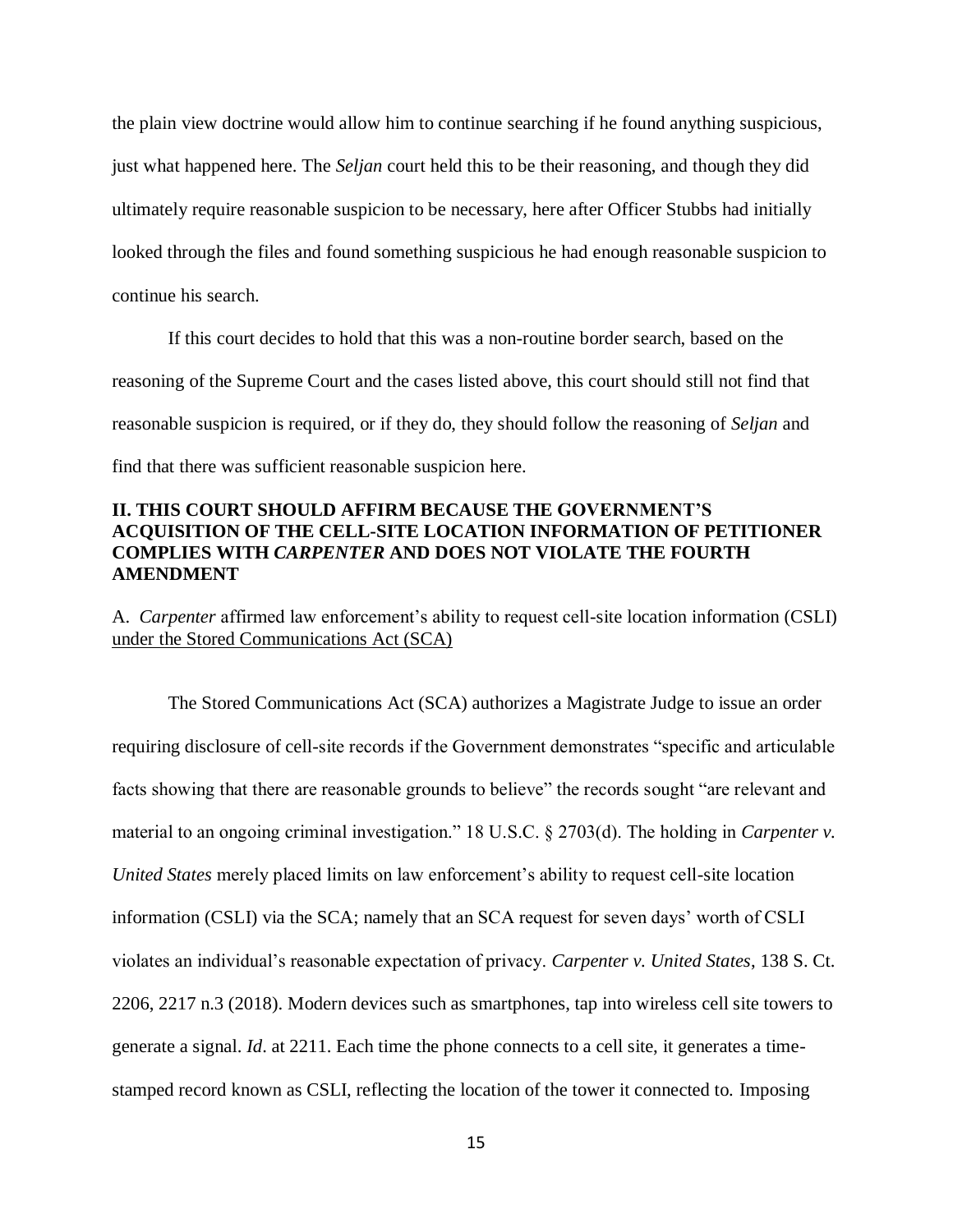the plain view doctrine would allow him to continue searching if he found anything suspicious, just what happened here. The *Seljan* court held this to be their reasoning, and though they did ultimately require reasonable suspicion to be necessary, here after Officer Stubbs had initially looked through the files and found something suspicious he had enough reasonable suspicion to continue his search.

If this court decides to hold that this was a non-routine border search, based on the reasoning of the Supreme Court and the cases listed above, this court should still not find that reasonable suspicion is required, or if they do, they should follow the reasoning of *Seljan* and find that there was sufficient reasonable suspicion here.

## II. THIS COURT SHOULD AFFIRM BECAUSE THE GOVERNMENT'S ACQUISITION OF THE CELL-SITE LOCATION INFORMATION OF PETITIONER COMPLIES WITH *CARPENTER* AND DOES NOT VIOLATE THE FOURTH AMENDMENT

### A. *Carpenter* affirmed law enforcement's ability to request cell-site location information (CSLI) under the Stored Communications Act (SCA)

The Stored Communications Act (SCA) authorizes a Magistrate Judge to issue an order requiring disclosure of cell-site records if the Government demonstrates "specific and articulable facts showing that there are reasonable grounds to believe" the records sought "are relevant and material to an ongoing criminal investigation." 18 U.S.C. § 2703(d). The holding in *Carpenter v. United States* merely placed limits on law enforcement's ability to request cell-site location information (CSLI) via the SCA; namely that an SCA request for seven days' worth of CSLI violates an individual's reasonable expectation of privacy. *Carpenter v. United States*, 138 S. Ct. 2206, 2217 n.3 (2018). Modern devices such as smartphones, tap into wireless cell site towers to generate a signal. *Id*. at 2211. Each time the phone connects to a cell site, it generates a time-stamped record known as CSLI, reflecting the location of the tower it connected to. Imposing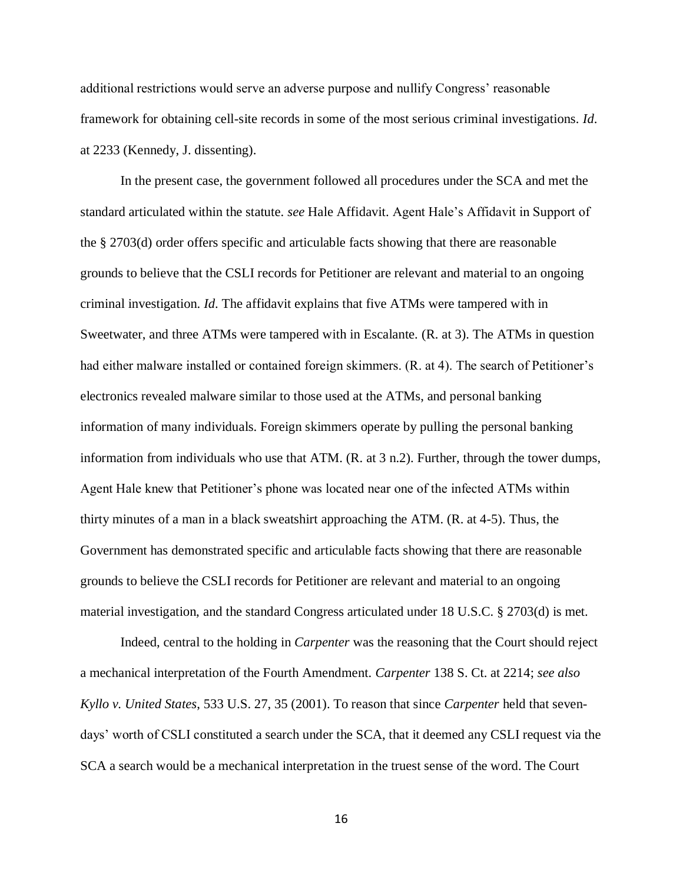additional restrictions would serve an adverse purpose and nullify Congress' reasonable framework for obtaining cell-site records in some of the most serious criminal investigations. *Id.* at 2233 (Kennedy, J. dissenting).

In the present case, the government followed all procedures under the SCA and met the standard articulated within the statute. *see* Hale Affidavit. Agent Hale's Affidavit in Support of the § 2703(d) order offers specific and articulable facts showing that there are reasonable grounds to believe that the CSLI records for Petitioner are relevant and material to an ongoing criminal investigation. *Id.* The affidavit explains that five ATMs were tampered with in Sweetwater, and three ATMs were tampered with in Escalante. (R. at 3). The ATMs in question had either malware installed or contained foreign skimmers. (R. at 4). The search of Petitioner's electronics revealed malware similar to those used at the ATMs, and personal banking information of many individuals. Foreign skimmers operate by pulling the personal banking information from individuals who use that ATM. (R. at 3 n.2). Further, through the tower dumps, Agent Hale knew that Petitioner's phone was located near one of the infected ATMs within thirty minutes of a man in a black sweatshirt approaching the ATM. (R. at 4-5). Thus, the Government has demonstrated specific and articulable facts showing that there are reasonable grounds to believe the CSLI records for Petitioner are relevant and material to an ongoing material investigation, and the standard Congress articulated under 18 U.S.C. § 2703(d) is met.

Indeed, central to the holding in *Carpenter* was the reasoning that the Court should reject a mechanical interpretation of the Fourth Amendment. *Carpenter* 138 S. Ct. at 2214; *see also Kyllo v. United States*, 533 U.S. 27, 35 (2001). To reason that since *Carpenter* held that seven-days' worth of CSLI constituted a search under the SCA, that it deemed any CSLI request via the SCA a search would be a mechanical interpretation in the truest sense of the word. The Court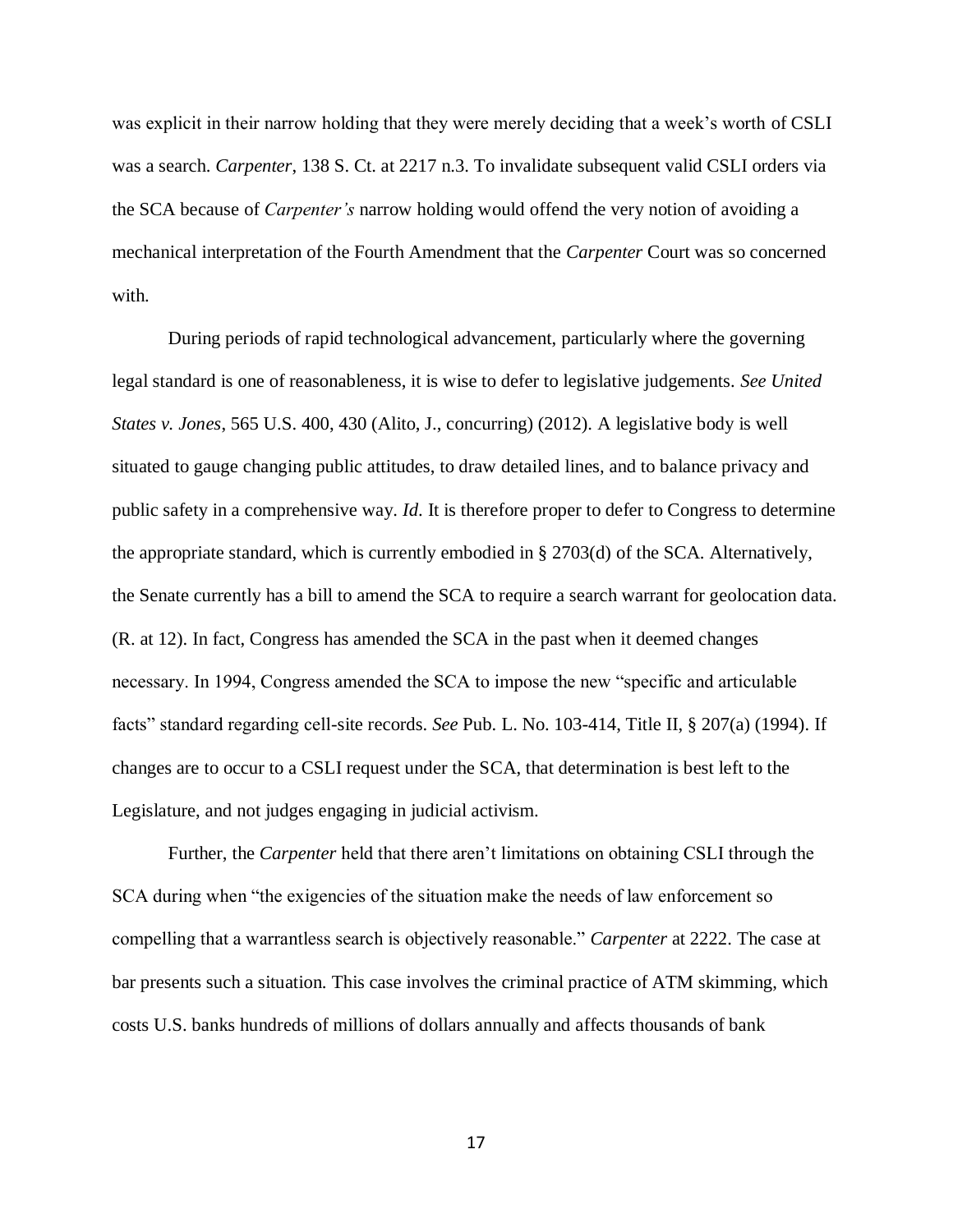was explicit in their narrow holding that they were merely deciding that a week's worth of CSLI was a search. *Carpenter*, 138 S. Ct. at 2217 n.3. To invalidate subsequent valid CSLI orders via the SCA because of *Carpenter's* narrow holding would offend the very notion of avoiding a mechanical interpretation of the Fourth Amendment that the *Carpenter* Court was so concerned with.

During periods of rapid technological advancement, particularly where the governing legal standard is one of reasonableness, it is wise to defer to legislative judgements. *See United States v. Jones*, 565 U.S. 400, 430 (Alito, J., concurring) (2012). A legislative body is well situated to gauge changing public attitudes, to draw detailed lines, and to balance privacy and public safety in a comprehensive way. *Id*. It is therefore proper to defer to Congress to determine the appropriate standard, which is currently embodied in § 2703(d) of the SCA. Alternatively, the Senate currently has a bill to amend the SCA to require a search warrant for geolocation data. (R. at 12). In fact, Congress has amended the SCA in the past when it deemed changes necessary. In 1994, Congress amended the SCA to impose the new "specific and articulable facts" standard regarding cell-site records. *See* Pub. L. No. 103-414, Title II, § 207(a) (1994). If changes are to occur to a CSLI request under the SCA, that determination is best left to the Legislature, and not judges engaging in judicial activism.

Further, the *Carpenter* held that there aren't limitations on obtaining CSLI through the SCA during when "the exigencies of the situation make the needs of law enforcement so compelling that a warrantless search is objectively reasonable." *Carpenter* at 2222. The case at bar presents such a situation. This case involves the criminal practice of ATM skimming, which costs U.S. banks hundreds of millions of dollars annually and affects thousands of bank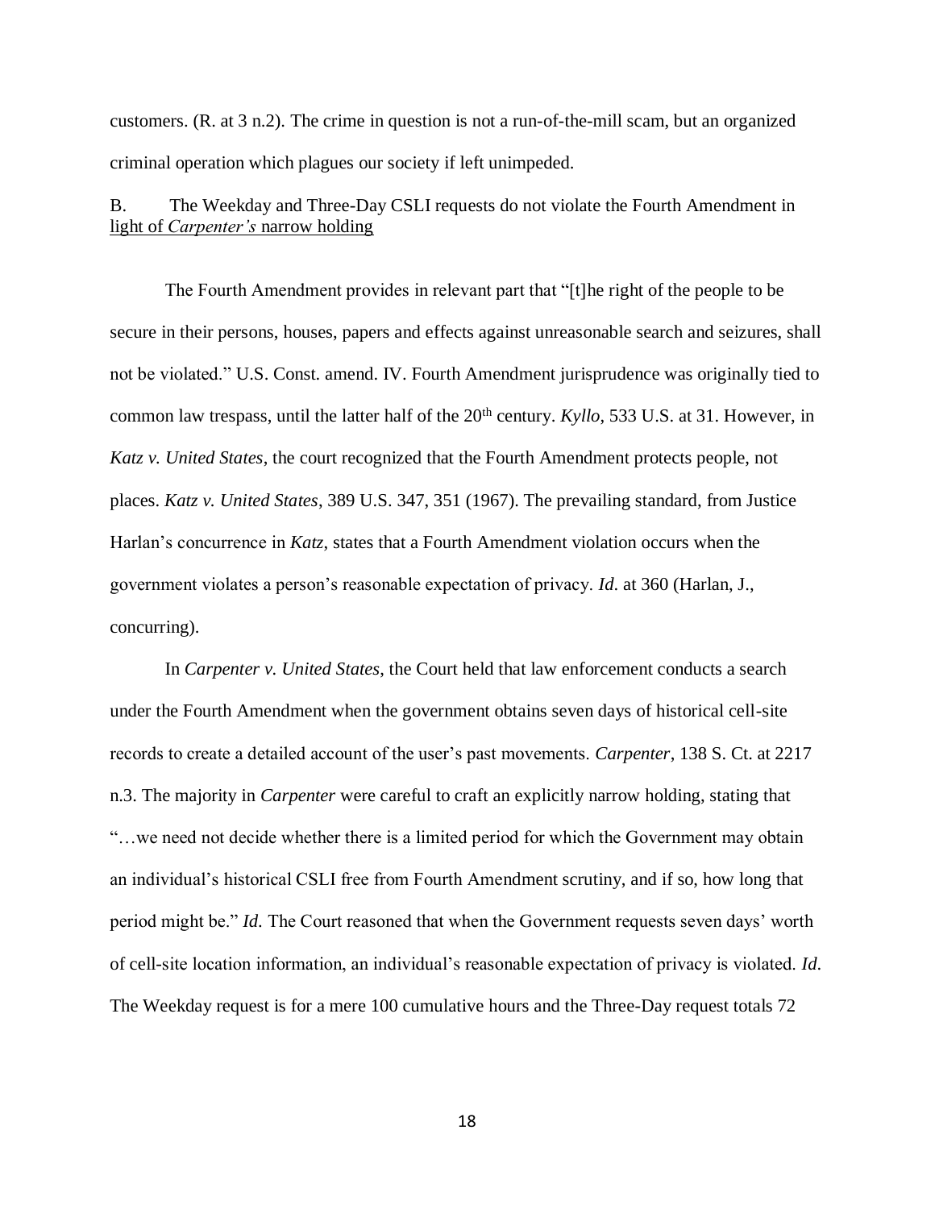customers. (R. at 3 n.2). The crime in question is not a run-of-the-mill scam, but an organized criminal operation which plagues our society if left unimpeded.

B. The Weekday and Three-Day CSLI requests do not violate the Fourth Amendment in light of *Carpenter's* narrow holding

The Fourth Amendment provides in relevant part that "[t]he right of the people to be secure in their persons, houses, papers and effects against unreasonable search and seizures, shall not be violated." U.S. Const. amend. IV. Fourth Amendment jurisprudence was originally tied to common law trespass, until the latter half of the 20th century. *Kyllo*, 533 U.S. at 31. However, in *Katz v. United States*, the court recognized that the Fourth Amendment protects people, not places. *Katz v. United States*, 389 U.S. 347, 351 (1967). The prevailing standard, from Justice Harlan's concurrence in *Katz*, states that a Fourth Amendment violation occurs when the government violates a person's reasonable expectation of privacy. *Id*. at 360 (Harlan, J., concurring).

In *Carpenter v. United States*, the Court held that law enforcement conducts a search under the Fourth Amendment when the government obtains seven days of historical cell-site records to create a detailed account of the user's past movements. *Carpenter*, 138 S. Ct. at 2217 n.3. The majority in *Carpenter* were careful to craft an explicitly narrow holding, stating that "…we need not decide whether there is a limited period for which the Government may obtain an individual's historical CSLI free from Fourth Amendment scrutiny, and if so, how long that period might be." *Id.* The Court reasoned that when the Government requests seven days' worth of cell-site location information, an individual's reasonable expectation of privacy is violated. *Id*. The Weekday request is for a mere 100 cumulative hours and the Three-Day request totals 72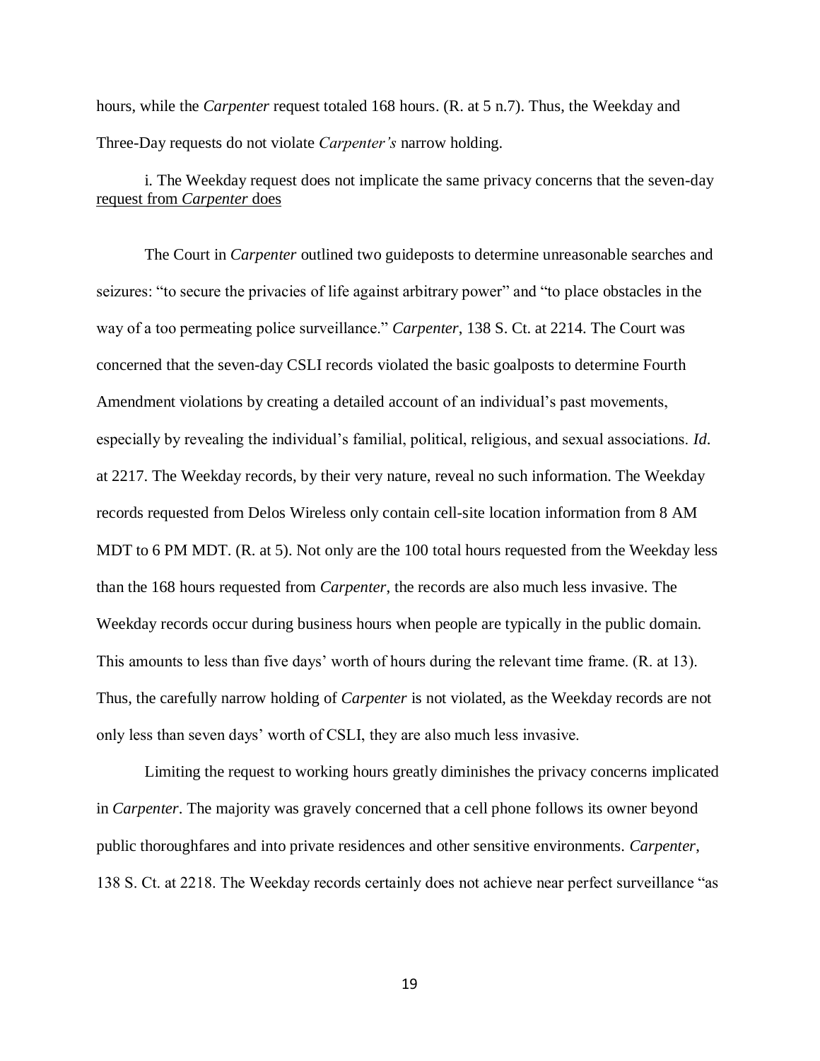hours, while the *Carpenter* request totaled 168 hours. (R. at 5 n.7). Thus, the Weekday and Three-Day requests do not violate *Carpenter's* narrow holding.

i. The Weekday request does not implicate the same privacy concerns that the seven-day request from *Carpenter* does

The Court in *Carpenter* outlined two guideposts to determine unreasonable searches and seizures: "to secure the privacies of life against arbitrary power" and "to place obstacles in the way of a too permeating police surveillance." *Carpenter*, 138 S. Ct. at 2214. The Court was concerned that the seven-day CSLI records violated the basic goalposts to determine Fourth Amendment violations by creating a detailed account of an individual's past movements, especially by revealing the individual's familial, political, religious, and sexual associations. *Id*. at 2217. The Weekday records, by their very nature, reveal no such information. The Weekday records requested from Delos Wireless only contain cell-site location information from 8 AM MDT to 6 PM MDT. (R. at 5). Not only are the 100 total hours requested from the Weekday less than the 168 hours requested from *Carpenter*, the records are also much less invasive. The Weekday records occur during business hours when people are typically in the public domain. This amounts to less than five days' worth of hours during the relevant time frame. (R. at 13). Thus, the carefully narrow holding of *Carpenter* is not violated, as the Weekday records are not only less than seven days' worth of CSLI, they are also much less invasive.

Limiting the request to working hours greatly diminishes the privacy concerns implicated in *Carpenter*. The majority was gravely concerned that a cell phone follows its owner beyond public thoroughfares and into private residences and other sensitive environments. *Carpenter*, 138 S. Ct. at 2218. The Weekday records certainly does not achieve near perfect surveillance "as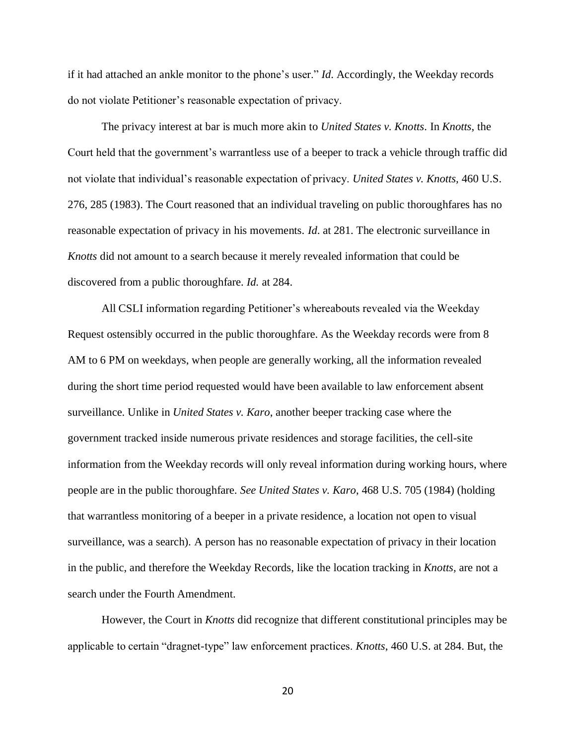if it had attached an ankle monitor to the phone's user." *Id*. Accordingly, the Weekday records do not violate Petitioner's reasonable expectation of privacy.

The privacy interest at bar is much more akin to *United States v. Knotts*. In *Knotts*, the Court held that the government's warrantless use of a beeper to track a vehicle through traffic did not violate that individual's reasonable expectation of privacy. *United States v. Knotts*, 460 U.S. 276, 285 (1983). The Court reasoned that an individual traveling on public thoroughfares has no reasonable expectation of privacy in his movements. *Id*. at 281. The electronic surveillance in *Knotts* did not amount to a search because it merely revealed information that could be discovered from a public thoroughfare. *Id.* at 284.

All CSLI information regarding Petitioner's whereabouts revealed via the Weekday Request ostensibly occurred in the public thoroughfare. As the Weekday records were from 8 AM to 6 PM on weekdays, when people are generally working, all the information revealed during the short time period requested would have been available to law enforcement absent surveillance. Unlike in *United States v. Karo,* another beeper tracking case where the government tracked inside numerous private residences and storage facilities, the cell-site information from the Weekday records will only reveal information during working hours, where people are in the public thoroughfare. *See United States v. Karo*, 468 U.S. 705 (1984) (holding that warrantless monitoring of a beeper in a private residence, a location not open to visual surveillance, was a search). A person has no reasonable expectation of privacy in their location in the public, and therefore the Weekday Records, like the location tracking in *Knotts,* are not a search under the Fourth Amendment.

However, the Court in *Knotts* did recognize that different constitutional principles may be applicable to certain "dragnet-type" law enforcement practices. *Knotts*, 460 U.S. at 284. But, the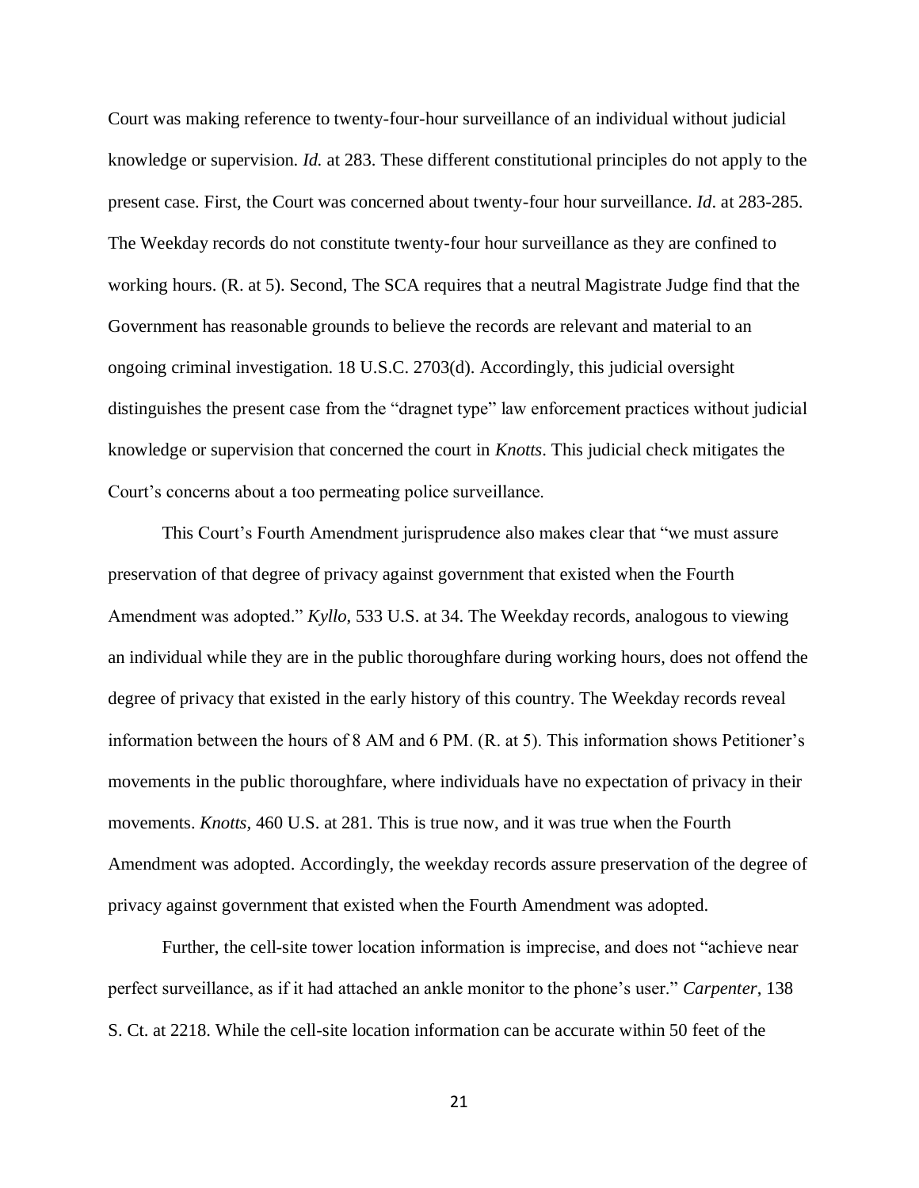Court was making reference to twenty-four-hour surveillance of an individual without judicial knowledge or supervision. *Id.* at 283. These different constitutional principles do not apply to the present case. First, the Court was concerned about twenty-four hour surveillance. *Id*. at 283-285. The Weekday records do not constitute twenty-four hour surveillance as they are confined to working hours. (R. at 5). Second, The SCA requires that a neutral Magistrate Judge find that the Government has reasonable grounds to believe the records are relevant and material to an ongoing criminal investigation. 18 U.S.C. 2703(d). Accordingly, this judicial oversight distinguishes the present case from the "dragnet type" law enforcement practices without judicial knowledge or supervision that concerned the court in *Knotts*. This judicial check mitigates the Court's concerns about a too permeating police surveillance.

This Court's Fourth Amendment jurisprudence also makes clear that "we must assure preservation of that degree of privacy against government that existed when the Fourth Amendment was adopted." *Kyllo*, 533 U.S. at 34. The Weekday records, analogous to viewing an individual while they are in the public thoroughfare during working hours, does not offend the degree of privacy that existed in the early history of this country. The Weekday records reveal information between the hours of 8 AM and 6 PM. (R. at 5). This information shows Petitioner's movements in the public thoroughfare, where individuals have no expectation of privacy in their movements. *Knotts*, 460 U.S. at 281. This is true now, and it was true when the Fourth Amendment was adopted. Accordingly, the weekday records assure preservation of the degree of privacy against government that existed when the Fourth Amendment was adopted.

Further, the cell-site tower location information is imprecise, and does not "achieve near perfect surveillance, as if it had attached an ankle monitor to the phone's user." *Carpenter*, 138 S. Ct. at 2218. While the cell-site location information can be accurate within 50 feet of the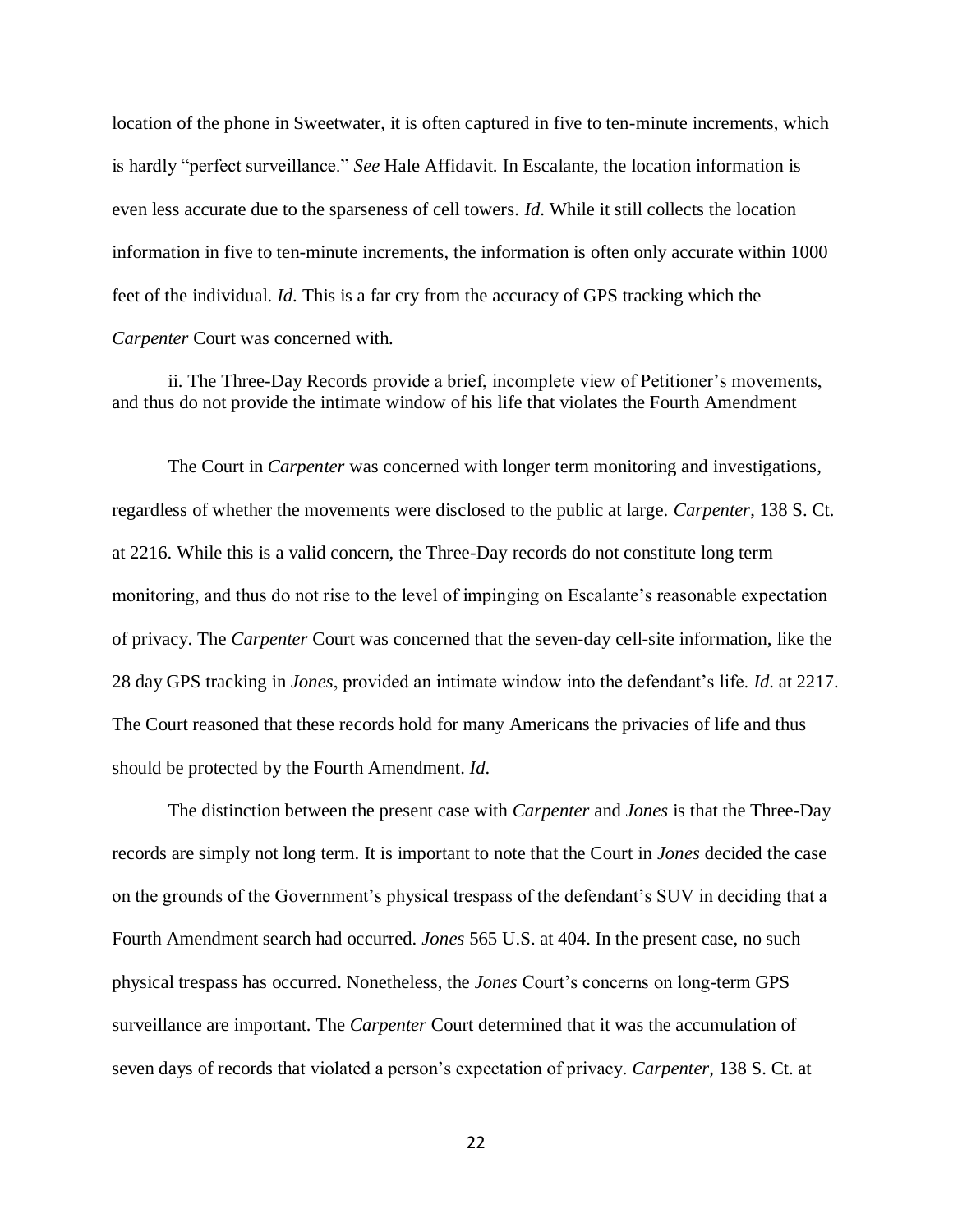location of the phone in Sweetwater, it is often captured in five to ten-minute increments, which is hardly "perfect surveillance." *See* Hale Affidavit. In Escalante, the location information is even less accurate due to the sparseness of cell towers. *Id*. While it still collects the location information in five to ten-minute increments, the information is often only accurate within 1000 feet of the individual. *Id*. This is a far cry from the accuracy of GPS tracking which the *Carpenter* Court was concerned with.

ii. The Three-Day Records provide a brief, incomplete view of Petitioner's movements, <u>and thus do not provide the intimate window of his life that violates the Fourth Amendment</u>

The Court in *Carpenter* was concerned with longer term monitoring and investigations, regardless of whether the movements were disclosed to the public at large. *Carpenter*, 138 S. Ct. at 2216. While this is a valid concern, the Three-Day records do not constitute long term monitoring, and thus do not rise to the level of impinging on Escalante's reasonable expectation of privacy. The *Carpenter* Court was concerned that the seven-day cell-site information, like the 28 day GPS tracking in *Jones*, provided an intimate window into the defendant's life. *Id*. at 2217. The Court reasoned that these records hold for many Americans the privacies of life and thus should be protected by the Fourth Amendment. *Id*.

The distinction between the present case with *Carpenter* and *Jones* is that the Three-Day records are simply not long term. It is important to note that the Court in *Jones* decided the case on the grounds of the Government's physical trespass of the defendant's SUV in deciding that a Fourth Amendment search had occurred. *Jones* 565 U.S. at 404. In the present case, no such physical trespass has occurred. Nonetheless, the *Jones* Court's concerns on long-term GPS surveillance are important. The *Carpenter* Court determined that it was the accumulation of seven days of records that violated a person's expectation of privacy. *Carpenter*, 138 S. Ct. at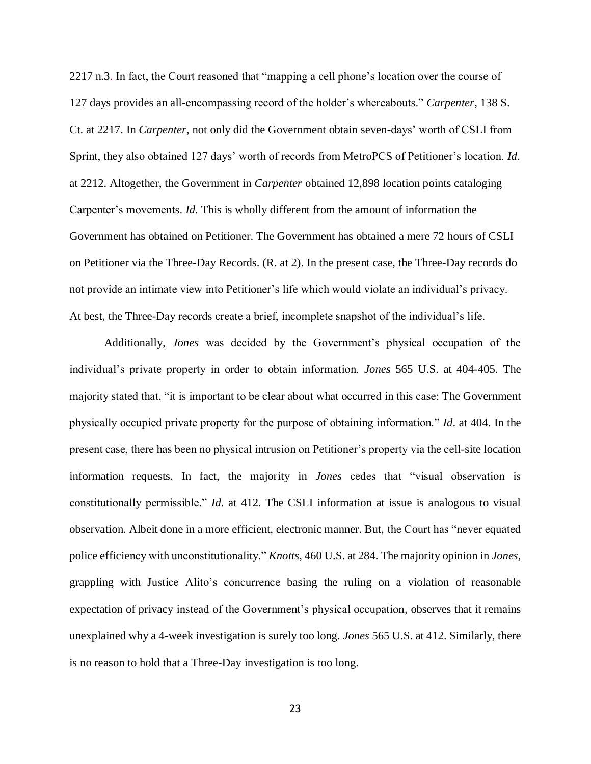2217 n.3. In fact, the Court reasoned that "mapping a cell phone's location over the course of 127 days provides an all-encompassing record of the holder's whereabouts." *Carpenter*, 138 S. Ct. at 2217. In *Carpenter*, not only did the Government obtain seven-days' worth of CSLI from Sprint, they also obtained 127 days' worth of records from MetroPCS of Petitioner's location. *Id*. at 2212. Altogether, the Government in *Carpenter* obtained 12,898 location points cataloging Carpenter's movements. *Id.* This is wholly different from the amount of information the Government has obtained on Petitioner. The Government has obtained a mere 72 hours of CSLI on Petitioner via the Three-Day Records. (R. at 2). In the present case, the Three-Day records do not provide an intimate view into Petitioner's life which would violate an individual's privacy. At best, the Three-Day records create a brief, incomplete snapshot of the individual's life.

Additionally, *Jones* was decided by the Government's physical occupation of the individual's private property in order to obtain information. *Jones* 565 U.S. at 404-405. The majority stated that, "it is important to be clear about what occurred in this case: The Government physically occupied private property for the purpose of obtaining information." *Id*. at 404. In the present case, there has been no physical intrusion on Petitioner's property via the cell-site location information requests. In fact, the majority in *Jones* cedes that "visual observation is constitutionally permissible." *Id*. at 412. The CSLI information at issue is analogous to visual observation. Albeit done in a more efficient, electronic manner. But, the Court has "never equated police efficiency with unconstitutionality." *Knotts*, 460 U.S. at 284. The majority opinion in *Jones*, grappling with Justice Alito's concurrence basing the ruling on a violation of reasonable expectation of privacy instead of the Government's physical occupation, observes that it remains unexplained why a 4-week investigation is surely too long. *Jones* 565 U.S. at 412. Similarly, there is no reason to hold that a Three-Day investigation is too long.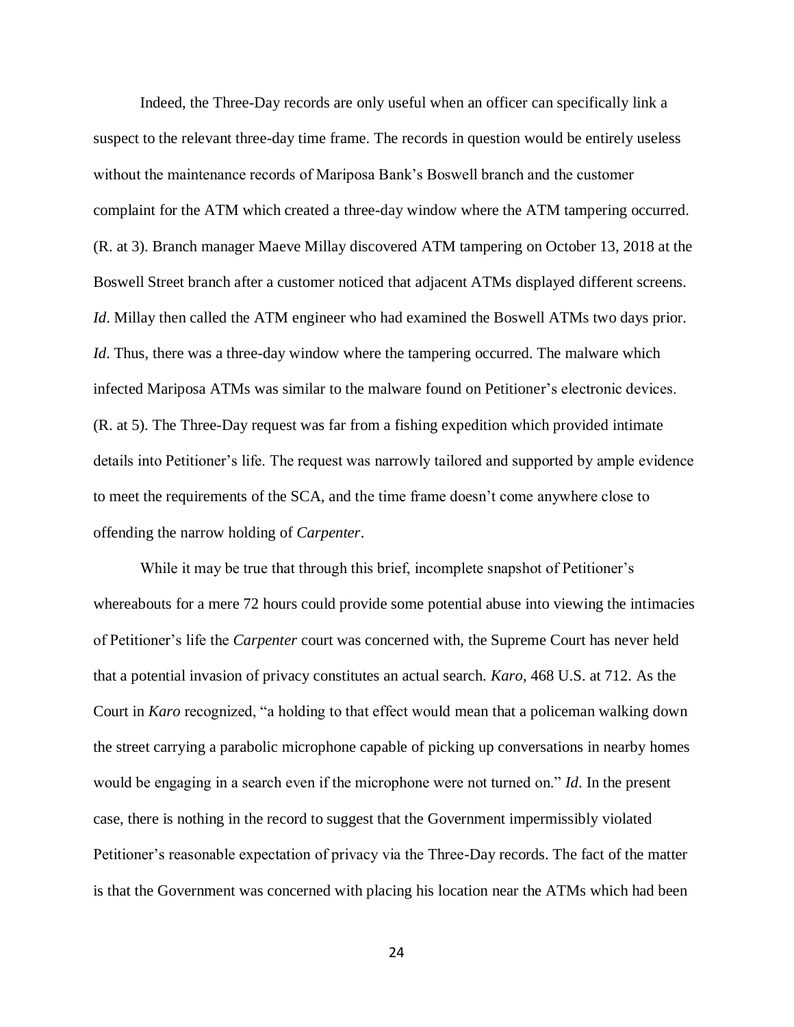Indeed, the Three-Day records are only useful when an officer can specifically link a suspect to the relevant three-day time frame. The records in question would be entirely useless without the maintenance records of Mariposa Bank's Boswell branch and the customer complaint for the ATM which created a three-day window where the ATM tampering occurred. (R. at 3). Branch manager Maeve Millay discovered ATM tampering on October 13, 2018 at the Boswell Street branch after a customer noticed that adjacent ATMs displayed different screens. *Id*. Millay then called the ATM engineer who had examined the Boswell ATMs two days prior. *Id*. Thus, there was a three-day window where the tampering occurred. The malware which infected Mariposa ATMs was similar to the malware found on Petitioner's electronic devices. (R. at 5). The Three-Day request was far from a fishing expedition which provided intimate details into Petitioner's life. The request was narrowly tailored and supported by ample evidence to meet the requirements of the SCA, and the time frame doesn't come anywhere close to offending the narrow holding of *Carpenter*.

While it may be true that through this brief, incomplete snapshot of Petitioner's whereabouts for a mere 72 hours could provide some potential abuse into viewing the intimacies of Petitioner's life the *Carpenter* court was concerned with, the Supreme Court has never held that a potential invasion of privacy constitutes an actual search. *Karo*, 468 U.S. at 712. As the Court in *Karo* recognized, "a holding to that effect would mean that a policeman walking down the street carrying a parabolic microphone capable of picking up conversations in nearby homes would be engaging in a search even if the microphone were not turned on." *Id*. In the present case, there is nothing in the record to suggest that the Government impermissibly violated Petitioner's reasonable expectation of privacy via the Three-Day records. The fact of the matter is that the Government was concerned with placing his location near the ATMs which had been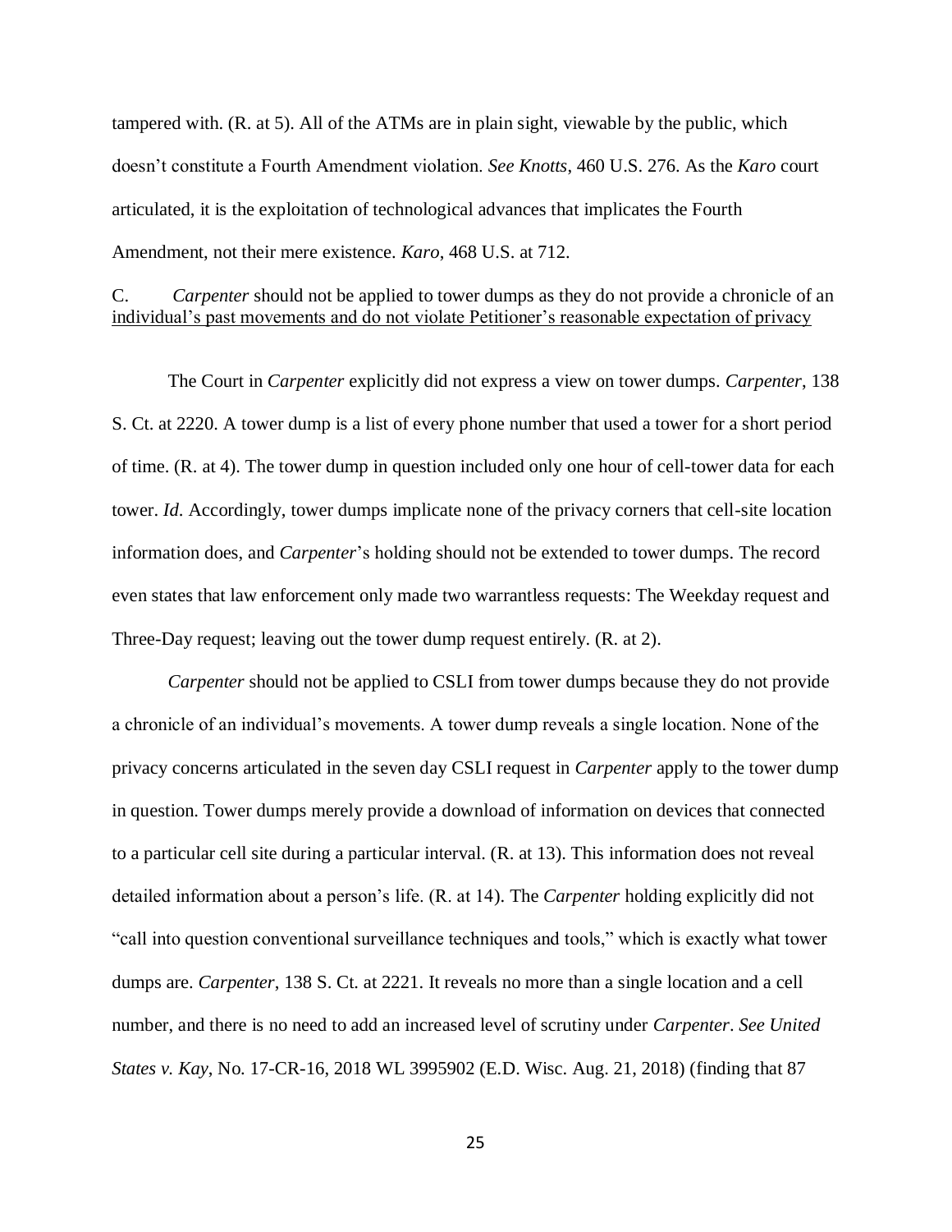tampered with. (R. at 5). All of the ATMs are in plain sight, viewable by the public, which doesn't constitute a Fourth Amendment violation. *See Knotts*, 460 U.S. 276. As the *Karo* court articulated, it is the exploitation of technological advances that implicates the Fourth Amendment, not their mere existence. *Karo*, 468 U.S. at 712.

C. *Carpenter* should not be applied to tower dumps as they do not provide a chronicle of an individual's past movements and do not violate Petitioner's reasonable expectation of privacy

The Court in *Carpenter* explicitly did not express a view on tower dumps. *Carpenter*, 138 S. Ct. at 2220. A tower dump is a list of every phone number that used a tower for a short period of time. (R. at 4). The tower dump in question included only one hour of cell-tower data for each tower. *Id*. Accordingly, tower dumps implicate none of the privacy corners that cell-site location information does, and *Carpenter*'s holding should not be extended to tower dumps. The record even states that law enforcement only made two warrantless requests: The Weekday request and Three-Day request; leaving out the tower dump request entirely. (R. at 2).

*Carpenter* should not be applied to CSLI from tower dumps because they do not provide a chronicle of an individual's movements. A tower dump reveals a single location. None of the privacy concerns articulated in the seven day CSLI request in *Carpenter* apply to the tower dump in question. Tower dumps merely provide a download of information on devices that connected to a particular cell site during a particular interval. (R. at 13). This information does not reveal detailed information about a person's life. (R. at 14). The *Carpenter* holding explicitly did not "call into question conventional surveillance techniques and tools," which is exactly what tower dumps are. *Carpenter*, 138 S. Ct. at 2221. It reveals no more than a single location and a cell number, and there is no need to add an increased level of scrutiny under *Carpenter*. *See United States v. Kay*, No. 17-CR-16, 2018 WL 3995902 (E.D. Wisc. Aug. 21, 2018) (finding that 87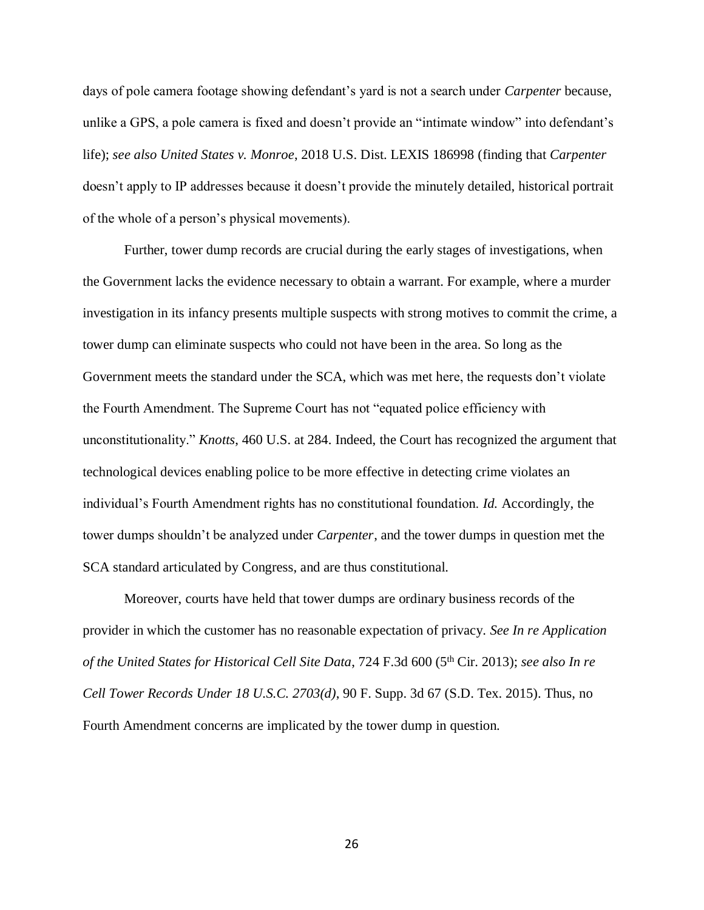days of pole camera footage showing defendant's yard is not a search under *Carpenter* because, unlike a GPS, a pole camera is fixed and doesn't provide an "intimate window" into defendant's life); *see also United States v. Monroe*, 2018 U.S. Dist. LEXIS 186998 (finding that *Carpenter* doesn't apply to IP addresses because it doesn't provide the minutely detailed, historical portrait of the whole of a person's physical movements).

Further, tower dump records are crucial during the early stages of investigations, when the Government lacks the evidence necessary to obtain a warrant. For example, where a murder investigation in its infancy presents multiple suspects with strong motives to commit the crime, a tower dump can eliminate suspects who could not have been in the area. So long as the Government meets the standard under the SCA, which was met here, the requests don't violate the Fourth Amendment. The Supreme Court has not "equated police efficiency with unconstitutionality." *Knotts*, 460 U.S. at 284. Indeed, the Court has recognized the argument that technological devices enabling police to be more effective in detecting crime violates an individual's Fourth Amendment rights has no constitutional foundation. *Id.* Accordingly, the tower dumps shouldn't be analyzed under *Carpenter*, and the tower dumps in question met the SCA standard articulated by Congress, and are thus constitutional.

Moreover, courts have held that tower dumps are ordinary business records of the provider in which the customer has no reasonable expectation of privacy. *See In re Application of the United States for Historical Cell Site Data*, 724 F.3d 600 (5th Cir. 2013); *see also In re Cell Tower Records Under 18 U.S.C. 2703(d)*, 90 F. Supp. 3d 67 (S.D. Tex. 2015). Thus, no Fourth Amendment concerns are implicated by the tower dump in question.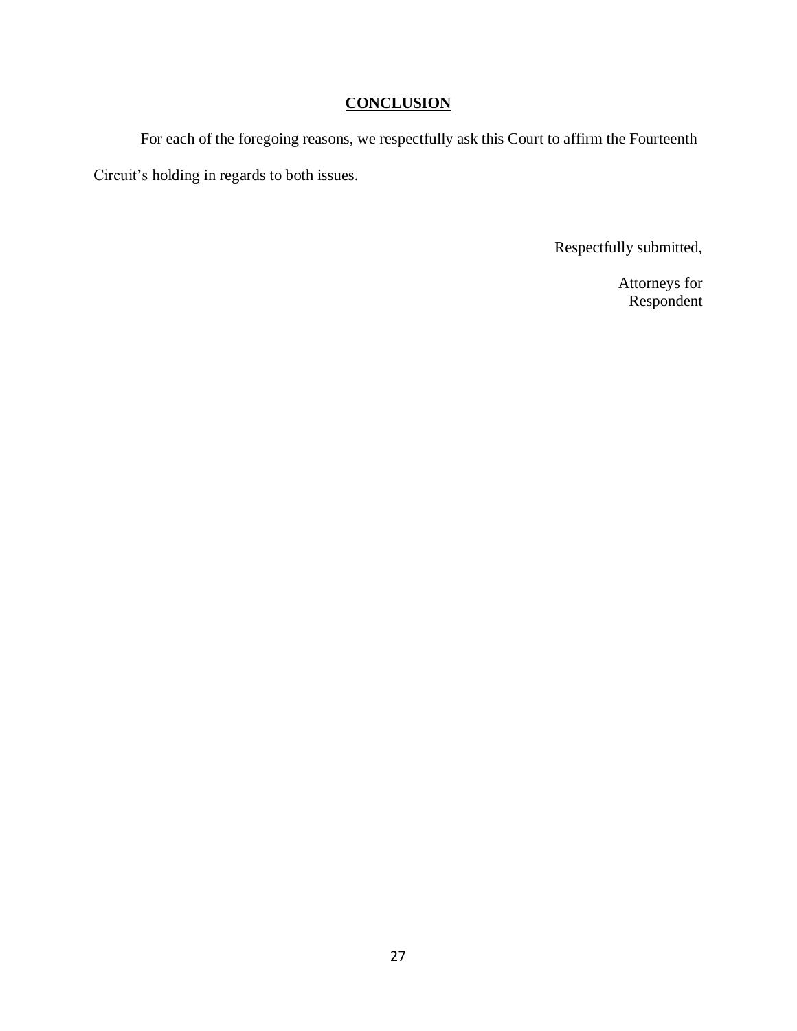## CONCLUSION

For each of the foregoing reasons, we respectfully ask this Court to affirm the Fourteenth Circuit's holding in regards to both issues.

Respectfully submitted,

Attorneys for
Respondent